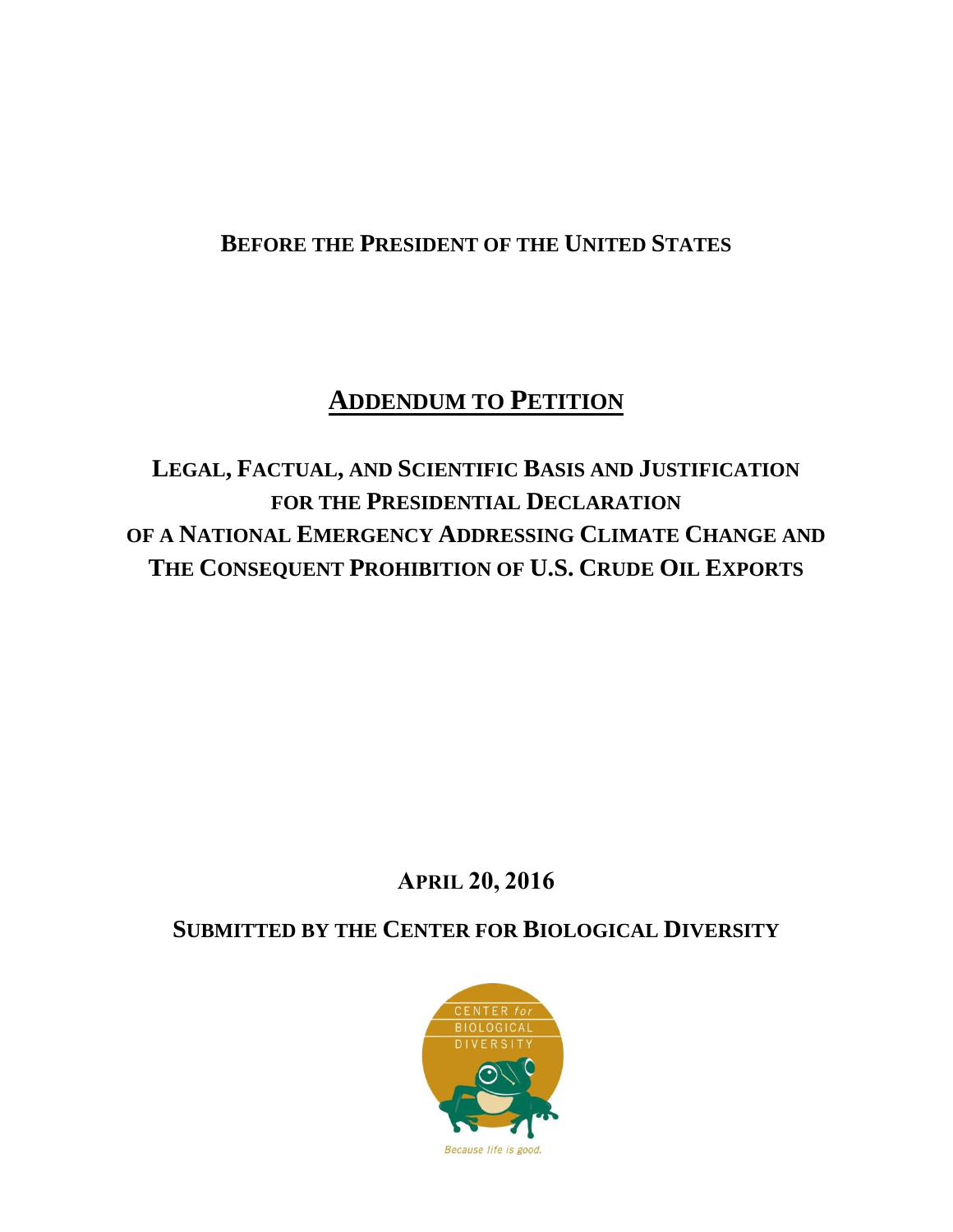**BEFORE THE PRESIDENT OF THE UNITED STATES**

# ADDENDUM TO PETITION

## LEGAL, FACTUAL, AND SCIENTIFIC BASIS AND JUSTIFICATION FOR THE PRESIDENTIAL DECLARATION OF A NATIONAL EMERGENCY ADDRESSING CLIMATE CHANGE AND THE CONSEQUENT PROHIBITION OF U.S. CRUDE OIL EXPORTS

**APRIL 20, 2016**

**SUBMITTED BY THE CENTER FOR BIOLOGICAL DIVERSITY**

CENTER *for* BIOLOGICAL DIVERSITY

*Because life is good.*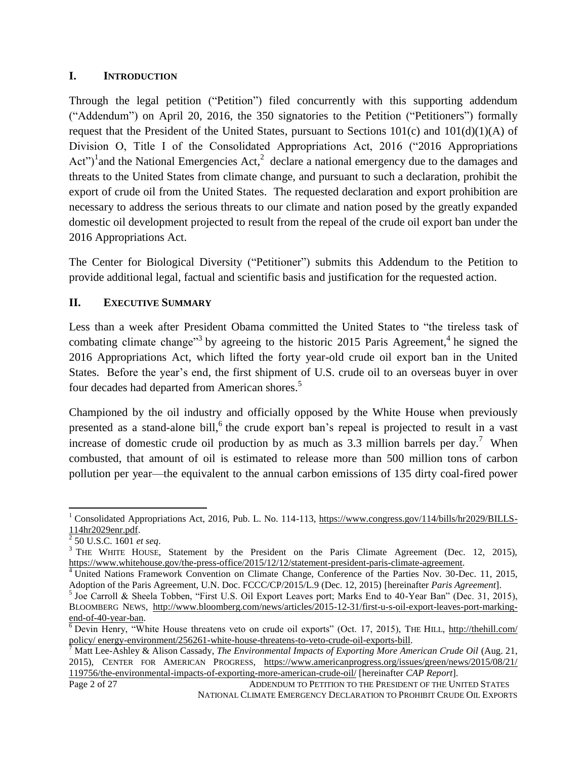## I. INTRODUCTION

Through the legal petition ("Petition") filed concurrently with this supporting addendum ("Addendum") on April 20, 2016, the 350 signatories to the Petition ("Petitioners") formally request that the President of the United States, pursuant to Sections 101(c) and 101(d)(1)(A) of Division O, Title I of the Consolidated Appropriations Act, 2016 ("2016 Appropriations Act")[1] and the National Emergencies Act,[2] declare a national emergency due to the damages and threats to the United States from climate change, and pursuant to such a declaration, prohibit the export of crude oil from the United States. The requested declaration and export prohibition are necessary to address the serious threats to our climate and nation posed by the greatly expanded domestic oil development projected to result from the repeal of the crude oil export ban under the 2016 Appropriations Act.

The Center for Biological Diversity ("Petitioner") submits this Addendum to the Petition to provide additional legal, factual and scientific basis and justification for the requested action.

## II. EXECUTIVE SUMMARY

Less than a week after President Obama committed the United States to "the tireless task of combating climate change"[3] by agreeing to the historic 2015 Paris Agreement,[4] he signed the 2016 Appropriations Act, which lifted the forty year-old crude oil export ban in the United States. Before the year's end, the first shipment of U.S. crude oil to an overseas buyer in over four decades had departed from American shores.[5]

Championed by the oil industry and officially opposed by the White House when previously presented as a stand-alone bill,[6] the crude export ban's repeal is projected to result in a vast increase of domestic crude oil production by as much as 3.3 million barrels per day.[7] When combusted, that amount of oil is estimated to release more than 500 million tons of carbon pollution per year—the equivalent to the annual carbon emissions of 135 dirty coal-fired power

---

[1] Consolidated Appropriations Act, 2016, Pub. L. No. 114-113, https://www.congress.gov/114/bills/hr2029/BILLS-114hr2029enr.pdf.

[2] 50 U.S.C. 1601 *et seq*.

[3] THE WHITE HOUSE, Statement by the President on the Paris Climate Agreement (Dec. 12, 2015), https://www.whitehouse.gov/the-press-office/2015/12/12/statement-president-paris-climate-agreement.

[4] United Nations Framework Convention on Climate Change, Conference of the Parties Nov. 30-Dec. 11, 2015, Adoption of the Paris Agreement, U.N. Doc. FCCC/CP/2015/L.9 (Dec. 12, 2015) [hereinafter *Paris Agreement*].

[5] Joe Carroll & Sheela Tobben, "First U.S. Oil Export Leaves port; Marks End to 40-Year Ban" (Dec. 31, 2015), BLOOMBERG NEWS, http://www.bloomberg.com/news/articles/2015-12-31/first-u-s-oil-export-leaves-port-marking-end-of-40-year-ban.

[6] Devin Henry, "White House threatens veto on crude oil exports" (Oct. 17, 2015), THE HILL, http://thehill.com/policy/energy-environment/256261-white-house-threatens-to-veto-crude-oil-exports-bill.

[7] Matt Lee-Ashley & Alison Cassady, *The Environmental Impacts of Exporting More American Crude Oil* (Aug. 21, 2015), CENTER FOR AMERICAN PROGRESS, https://www.americanprogress.org/issues/green/news/2015/08/21/119756/the-environmental-impacts-of-exporting-more-american-crude-oil/ [hereinafter *CAP Report*].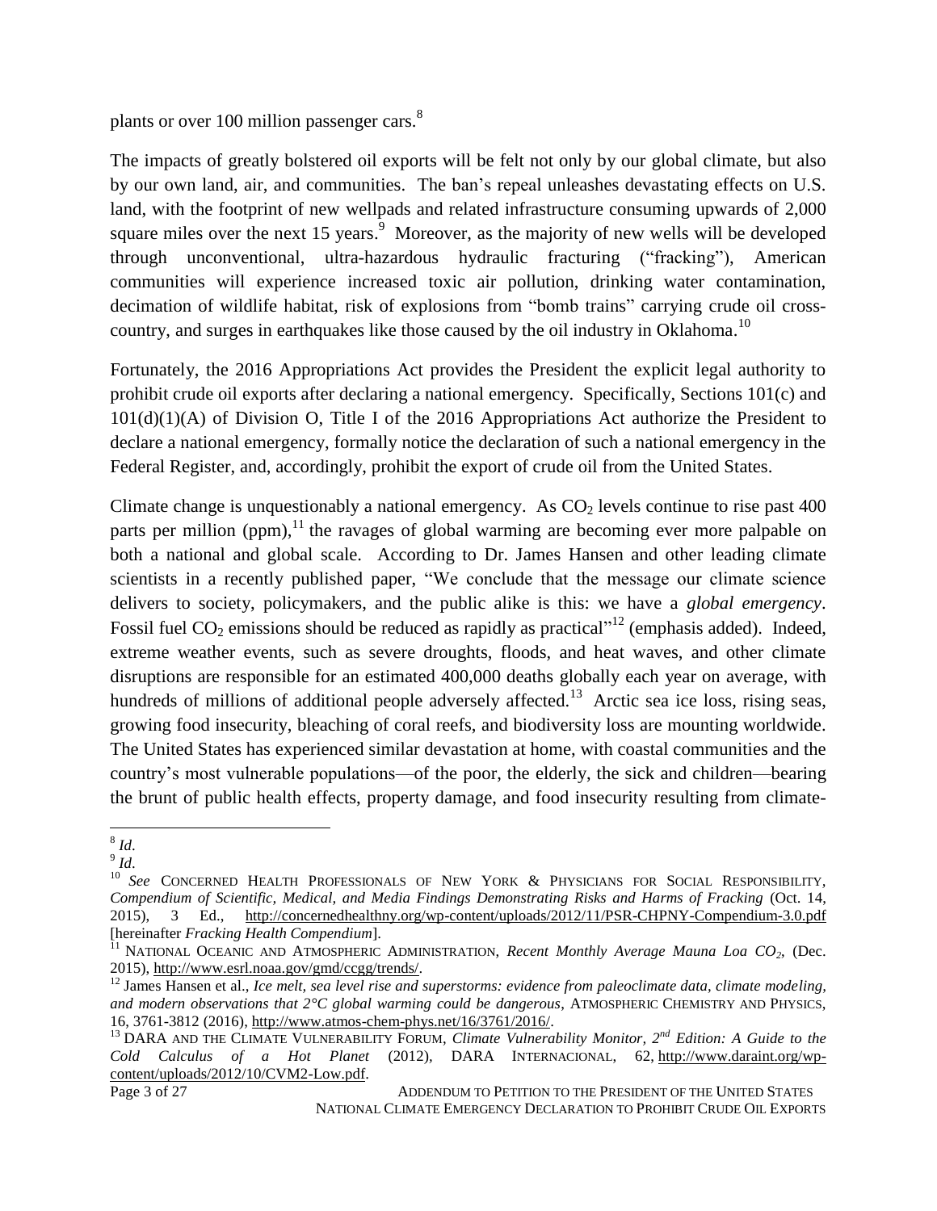plants or over 100 million passenger cars.[8]

The impacts of greatly bolstered oil exports will be felt not only by our global climate, but also by our own land, air, and communities. The ban's repeal unleashes devastating effects on U.S. land, with the footprint of new wellpads and related infrastructure consuming upwards of 2,000 square miles over the next 15 years.[9] Moreover, as the majority of new wells will be developed through unconventional, ultra-hazardous hydraulic fracturing ("fracking"), American communities will experience increased toxic air pollution, drinking water contamination, decimation of wildlife habitat, risk of explosions from "bomb trains" carrying crude oil cross-country, and surges in earthquakes like those caused by the oil industry in Oklahoma.[10]

Fortunately, the 2016 Appropriations Act provides the President the explicit legal authority to prohibit crude oil exports after declaring a national emergency. Specifically, Sections 101(c) and 101(d)(1)(A) of Division O, Title I of the 2016 Appropriations Act authorize the President to declare a national emergency, formally notice the declaration of such a national emergency in the Federal Register, and, accordingly, prohibit the export of crude oil from the United States.

Climate change is unquestionably a national emergency. As $CO_2$ levels continue to rise past 400 parts per million (ppm),[11] the ravages of global warming are becoming ever more palpable on both a national and global scale. According to Dr. James Hansen and other leading climate scientists in a recently published paper, "We conclude that the message our climate science delivers to society, policymakers, and the public alike is this: we have a *global emergency*. Fossil fuel $CO_2$ emissions should be reduced as rapidly as practical"[12] (emphasis added). Indeed, extreme weather events, such as severe droughts, floods, and heat waves, and other climate disruptions are responsible for an estimated 400,000 deaths globally each year on average, with hundreds of millions of additional people adversely affected.[13] Arctic sea ice loss, rising seas, growing food insecurity, bleaching of coral reefs, and biodiversity loss are mounting worldwide. The United States has experienced similar devastation at home, with coastal communities and the country's most vulnerable populations—of the poor, the elderly, the sick and children—bearing the brunt of public health effects, property damage, and food insecurity resulting from climate-

---

[8] *Id*.

[9] *Id*.

[10] *See* CONCERNED HEALTH PROFESSIONALS OF NEW YORK & PHYSICIANS FOR SOCIAL RESPONSIBILITY, *Compendium of Scientific, Medical, and Media Findings Demonstrating Risks and Harms of Fracking* (Oct. 14, 2015), 3 Ed., http://concernedhealthny.org/wp-content/uploads/2012/11/PSR-CHPNY-Compendium-3.0.pdf [hereinafter *Fracking Health Compendium*].

[11] NATIONAL OCEANIC AND ATMOSPHERIC ADMINISTRATION, *Recent Monthly Average Mauna Loa $CO_2$*, (Dec. 2015), http://www.esrl.noaa.gov/gmd/ccgg/trends/.

[12] James Hansen et al., *Ice melt, sea level rise and superstorms: evidence from paleoclimate data, climate modeling, and modern observations that 2°C global warming could be dangerous*, ATMOSPHERIC CHEMISTRY AND PHYSICS, 16, 3761-3812 (2016), http://www.atmos-chem-phys.net/16/3761/2016/.

[13] DARA AND THE CLIMATE VULNERABILITY FORUM, *Climate Vulnerability Monitor, 2nd Edition: A Guide to the Cold Calculus of a Hot Planet* (2012), DARA INTERNACIONAL, 62, http://www.daraint.org/wp-content/uploads/2012/10/CVM2-Low.pdf.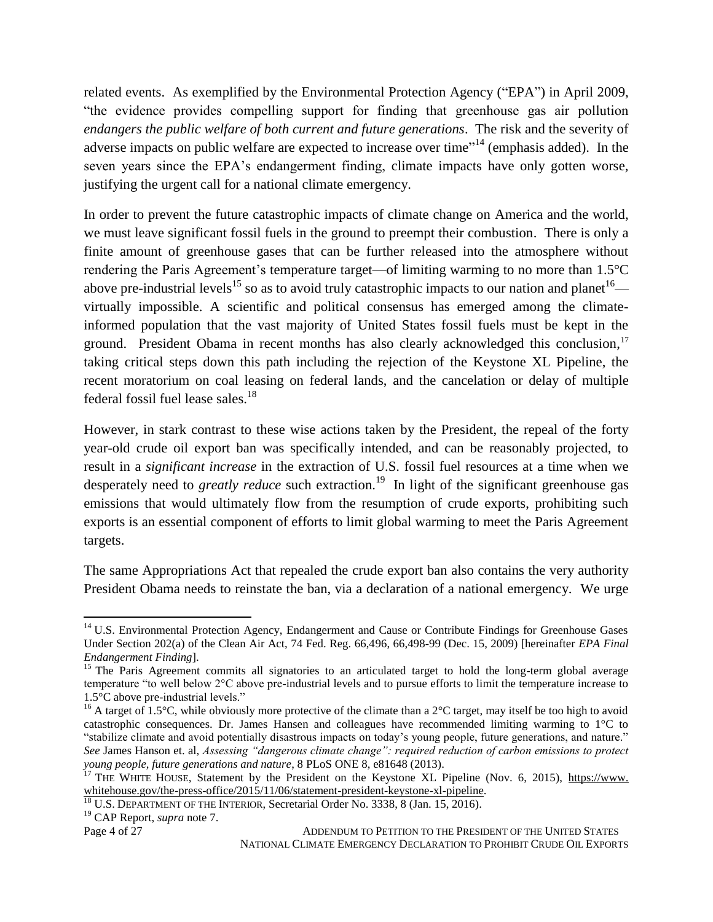related events. As exemplified by the Environmental Protection Agency ("EPA") in April 2009, "the evidence provides compelling support for finding that greenhouse gas air pollution *endangers the public welfare of both current and future generations*. The risk and the severity of adverse impacts on public welfare are expected to increase over time"[14] (emphasis added). In the seven years since the EPA's endangerment finding, climate impacts have only gotten worse, justifying the urgent call for a national climate emergency.

In order to prevent the future catastrophic impacts of climate change on America and the world, we must leave significant fossil fuels in the ground to preempt their combustion. There is only a finite amount of greenhouse gases that can be further released into the atmosphere without rendering the Paris Agreement's temperature target—of limiting warming to no more than 1.5°C above pre-industrial levels[15] so as to avoid truly catastrophic impacts to our nation and planet[16]—virtually impossible. A scientific and political consensus has emerged among the climate-informed population that the vast majority of United States fossil fuels must be kept in the ground. President Obama in recent months has also clearly acknowledged this conclusion,[17] taking critical steps down this path including the rejection of the Keystone XL Pipeline, the recent moratorium on coal leasing on federal lands, and the cancelation or delay of multiple federal fossil fuel lease sales.[18]

However, in stark contrast to these wise actions taken by the President, the repeal of the forty year-old crude oil export ban was specifically intended, and can be reasonably projected, to result in a *significant increase* in the extraction of U.S. fossil fuel resources at a time when we desperately need to *greatly reduce* such extraction.[19] In light of the significant greenhouse gas emissions that would ultimately flow from the resumption of crude exports, prohibiting such exports is an essential component of efforts to limit global warming to meet the Paris Agreement targets.

The same Appropriations Act that repealed the crude export ban also contains the very authority President Obama needs to reinstate the ban, via a declaration of a national emergency. We urge

---

[14] U.S. Environmental Protection Agency, Endangerment and Cause or Contribute Findings for Greenhouse Gases Under Section 202(a) of the Clean Air Act, 74 Fed. Reg. 66,496, 66,498-99 (Dec. 15, 2009) [hereinafter *EPA Final Endangerment Finding*].

[15] The Paris Agreement commits all signatories to an articulated target to hold the long-term global average temperature "to well below 2°C above pre-industrial levels and to pursue efforts to limit the temperature increase to 1.5°C above pre-industrial levels."

[16] A target of 1.5°C, while obviously more protective of the climate than a 2°C target, may itself be too high to avoid catastrophic consequences. Dr. James Hansen and colleagues have recommended limiting warming to 1°C to "stabilize climate and avoid potentially disastrous impacts on today's young people, future generations, and nature." *See* James Hanson et. al, *Assessing "dangerous climate change": required reduction of carbon emissions to protect young people, future generations and nature*, 8 PLoS ONE 8, e81648 (2013).

[17] THE WHITE HOUSE, Statement by the President on the Keystone XL Pipeline (Nov. 6, 2015), https://www.whitehouse.gov/the-press-office/2015/11/06/statement-president-keystone-xl-pipeline.

[18] U.S. DEPARTMENT OF THE INTERIOR, Secretarial Order No. 3338, 8 (Jan. 15, 2016).

[19] CAP Report, *supra* note 7.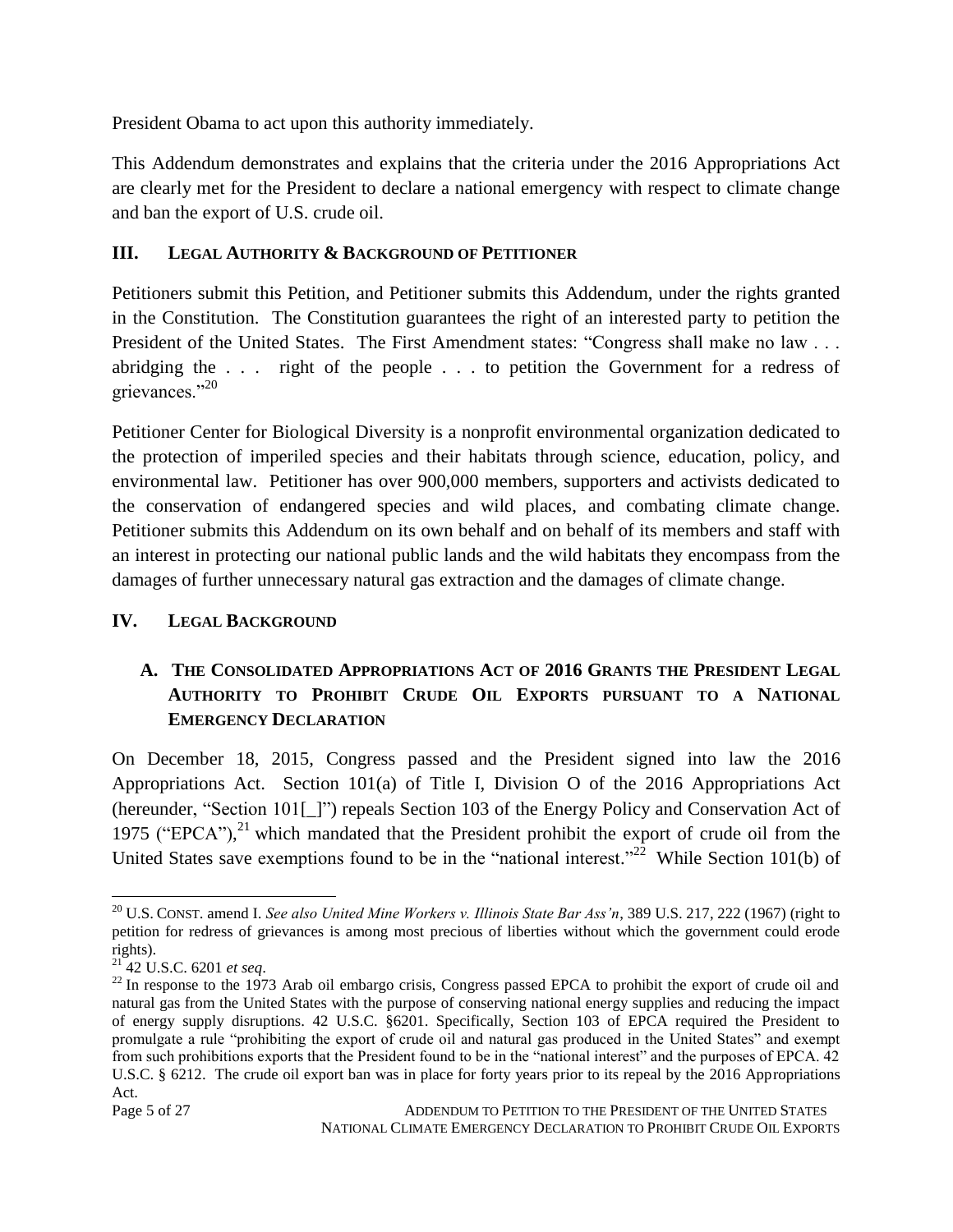President Obama to act upon this authority immediately.

This Addendum demonstrates and explains that the criteria under the 2016 Appropriations Act are clearly met for the President to declare a national emergency with respect to climate change and ban the export of U.S. crude oil.

## III. LEGAL AUTHORITY & BACKGROUND OF PETITIONER

Petitioners submit this Petition, and Petitioner submits this Addendum, under the rights granted in the Constitution. The Constitution guarantees the right of an interested party to petition the President of the United States. The First Amendment states: "Congress shall make no law . . . abridging the . . . right of the people . . . to petition the Government for a redress of grievances."[20]

Petitioner Center for Biological Diversity is a nonprofit environmental organization dedicated to the protection of imperiled species and their habitats through science, education, policy, and environmental law. Petitioner has over 900,000 members, supporters and activists dedicated to the conservation of endangered species and wild places, and combating climate change. Petitioner submits this Addendum on its own behalf and on behalf of its members and staff with an interest in protecting our national public lands and the wild habitats they encompass from the damages of further unnecessary natural gas extraction and the damages of climate change.

## IV. LEGAL BACKGROUND

### A. THE CONSOLIDATED APPROPRIATIONS ACT OF 2016 GRANTS THE PRESIDENT LEGAL AUTHORITY TO PROHIBIT CRUDE OIL EXPORTS PURSUANT TO A NATIONAL EMERGENCY DECLARATION

On December 18, 2015, Congress passed and the President signed into law the 2016 Appropriations Act. Section 101(a) of Title I, Division O of the 2016 Appropriations Act (hereunder, "Section 101[_]") repeals Section 103 of the Energy Policy and Conservation Act of 1975 ("EPCA"),[21] which mandated that the President prohibit the export of crude oil from the United States save exemptions found to be in the "national interest."[22] While Section 101(b) of

---

[20] U.S. CONST. amend I. *See also United Mine Workers v. Illinois State Bar Ass'n*, 389 U.S. 217, 222 (1967) (right to petition for redress of grievances is among most precious of liberties without which the government could erode rights).

[21] 42 U.S.C. 6201 *et seq*.

[22] In response to the 1973 Arab oil embargo crisis, Congress passed EPCA to prohibit the export of crude oil and natural gas from the United States with the purpose of conserving national energy supplies and reducing the impact of energy supply disruptions. 42 U.S.C. §6201. Specifically, Section 103 of EPCA required the President to promulgate a rule "prohibiting the export of crude oil and natural gas produced in the United States" and exempt from such prohibitions exports that the President found to be in the "national interest" and the purposes of EPCA. 42 U.S.C. § 6212. The crude oil export ban was in place for forty years prior to its repeal by the 2016 Appropriations Act.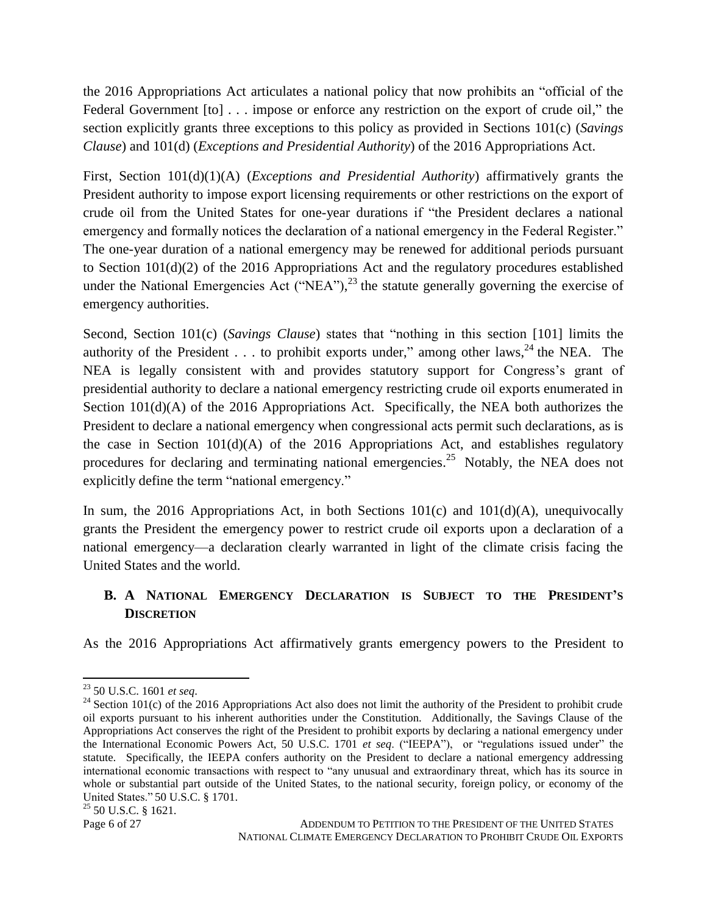the 2016 Appropriations Act articulates a national policy that now prohibits an "official of the Federal Government [to] . . . impose or enforce any restriction on the export of crude oil," the section explicitly grants three exceptions to this policy as provided in Sections 101(c) (*Savings Clause*) and 101(d) (*Exceptions and Presidential Authority*) of the 2016 Appropriations Act.

First, Section 101(d)(1)(A) (*Exceptions and Presidential Authority*) affirmatively grants the President authority to impose export licensing requirements or other restrictions on the export of crude oil from the United States for one-year durations if "the President declares a national emergency and formally notices the declaration of a national emergency in the Federal Register." The one-year duration of a national emergency may be renewed for additional periods pursuant to Section 101(d)(2) of the 2016 Appropriations Act and the regulatory procedures established under the National Emergencies Act ("NEA"),[23] the statute generally governing the exercise of emergency authorities.

Second, Section 101(c) (*Savings Clause*) states that "nothing in this section [101] limits the authority of the President . . . to prohibit exports under," among other laws,[24] the NEA. The NEA is legally consistent with and provides statutory support for Congress's grant of presidential authority to declare a national emergency restricting crude oil exports enumerated in Section 101(d)(A) of the 2016 Appropriations Act. Specifically, the NEA both authorizes the President to declare a national emergency when congressional acts permit such declarations, as is the case in Section 101(d)(A) of the 2016 Appropriations Act, and establishes regulatory procedures for declaring and terminating national emergencies.[25] Notably, the NEA does not explicitly define the term "national emergency."

In sum, the 2016 Appropriations Act, in both Sections 101(c) and 101(d)(A), unequivocally grants the President the emergency power to restrict crude oil exports upon a declaration of a national emergency—a declaration clearly warranted in light of the climate crisis facing the United States and the world.

## B. A National Emergency Declaration is Subject to the President's Discretion

As the 2016 Appropriations Act affirmatively grants emergency powers to the President to

---

[23] 50 U.S.C. 1601 *et seq*.

[24] Section 101(c) of the 2016 Appropriations Act also does not limit the authority of the President to prohibit crude oil exports pursuant to his inherent authorities under the Constitution. Additionally, the Savings Clause of the Appropriations Act conserves the right of the President to prohibit exports by declaring a national emergency under the International Economic Powers Act, 50 U.S.C. 1701 *et seq*. ("IEEPA"), or "regulations issued under" the statute. Specifically, the IEEPA confers authority on the President to declare a national emergency addressing international economic transactions with respect to "any unusual and extraordinary threat, which has its source in whole or substantial part outside of the United States, to the national security, foreign policy, or economy of the United States." 50 U.S.C. § 1701.

[25] 50 U.S.C. § 1621.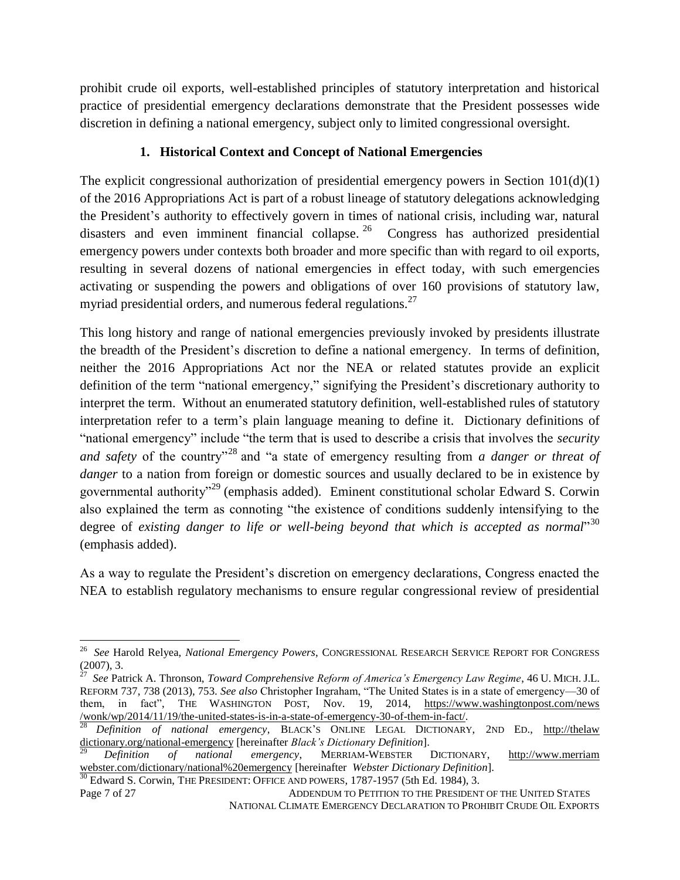prohibit crude oil exports, well-established principles of statutory interpretation and historical practice of presidential emergency declarations demonstrate that the President possesses wide discretion in defining a national emergency, subject only to limited congressional oversight.

### 1. Historical Context and Concept of National Emergencies

The explicit congressional authorization of presidential emergency powers in Section 101(d)(1) of the 2016 Appropriations Act is part of a robust lineage of statutory delegations acknowledging the President's authority to effectively govern in times of national crisis, including war, natural disasters and even imminent financial collapse.[26] Congress has authorized presidential emergency powers under contexts both broader and more specific than with regard to oil exports, resulting in several dozens of national emergencies in effect today, with such emergencies activating or suspending the powers and obligations of over 160 provisions of statutory law, myriad presidential orders, and numerous federal regulations.[27]

This long history and range of national emergencies previously invoked by presidents illustrate the breadth of the President's discretion to define a national emergency. In terms of definition, neither the 2016 Appropriations Act nor the NEA or related statutes provide an explicit definition of the term "national emergency," signifying the President's discretionary authority to interpret the term. Without an enumerated statutory definition, well-established rules of statutory interpretation refer to a term's plain language meaning to define it. Dictionary definitions of "national emergency" include "the term that is used to describe a crisis that involves the *security and safety* of the country"[28] and "a state of emergency resulting from *a danger or threat of danger* to a nation from foreign or domestic sources and usually declared to be in existence by governmental authority"[29] (emphasis added). Eminent constitutional scholar Edward S. Corwin also explained the term as connoting "the existence of conditions suddenly intensifying to the degree of *existing danger to life or well-being beyond that which is accepted as normal*"[30] (emphasis added).

As a way to regulate the President's discretion on emergency declarations, Congress enacted the NEA to establish regulatory mechanisms to ensure regular congressional review of presidential

---

[26] *See* Harold Relyea, *National Emergency Powers*, CONGRESSIONAL RESEARCH SERVICE REPORT FOR CONGRESS (2007), 3.

[27] *See* Patrick A. Thronson, *Toward Comprehensive Reform of America's Emergency Law Regime*, 46 U. MICH. J.L. REFORM 737, 738 (2013), 753. *See also* Christopher Ingraham, "The United States is in a state of emergency—30 of them, in fact", THE WASHINGTON POST, Nov. 19, 2014, https://www.washingtonpost.com/news/wonk/wp/2014/11/19/the-united-states-is-in-a-state-of-emergency-30-of-them-in-fact/.

[28] *Definition of national emergency*, BLACK'S ONLINE LEGAL DICTIONARY, 2ND ED., http://thelawdictionary.org/national-emergency [hereinafter *Black's Dictionary Definition*].

[29] *Definition of national emergency*, MERRIAM-WEBSTER DICTIONARY, http://www.merriamwebster.com/dictionary/national%20emergency [hereinafter *Webster Dictionary Definition*].

[30] Edward S. Corwin, THE PRESIDENT: OFFICE AND POWERS, 1787-1957 (5th Ed. 1984), 3.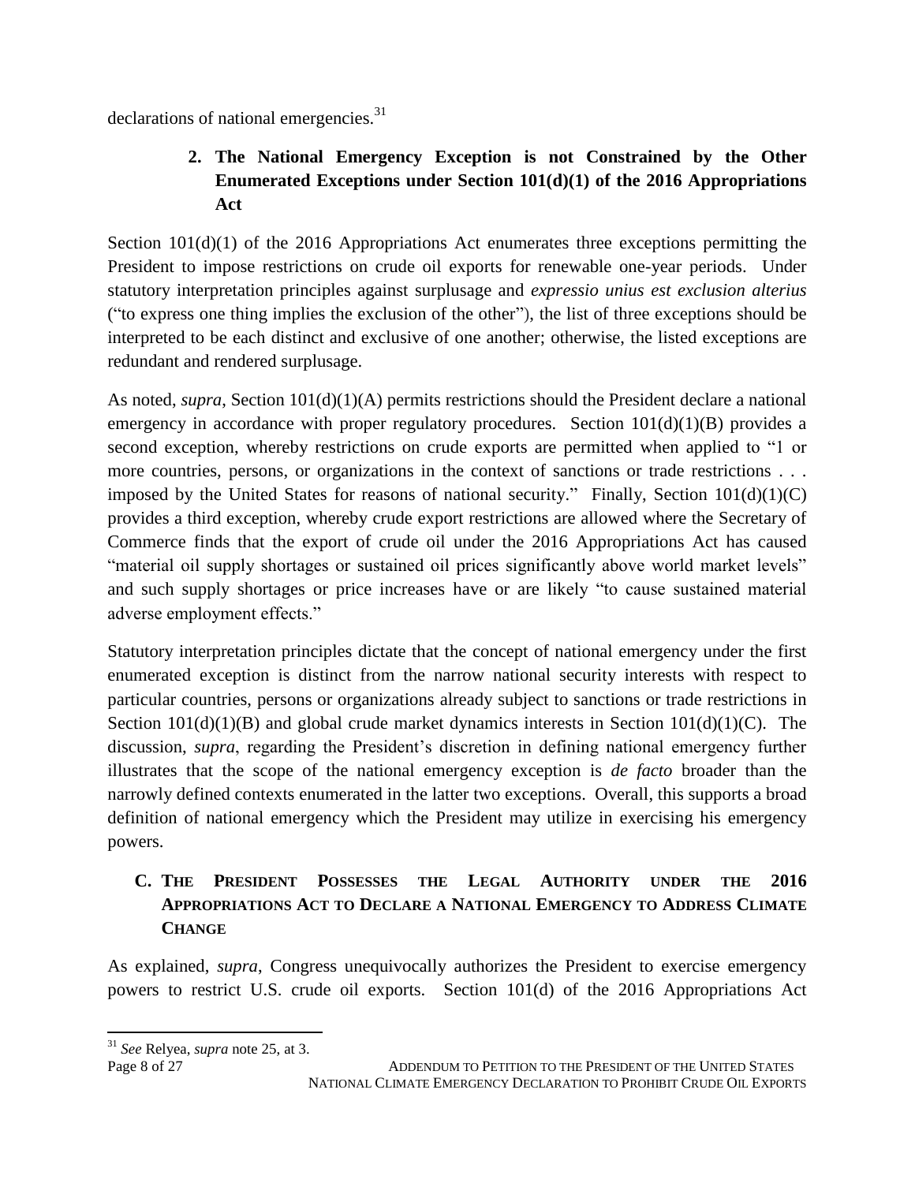declarations of national emergencies.[31]

### 2. The National Emergency Exception is not Constrained by the Other Enumerated Exceptions under Section 101(d)(1) of the 2016 Appropriations Act

Section 101(d)(1) of the 2016 Appropriations Act enumerates three exceptions permitting the President to impose restrictions on crude oil exports for renewable one-year periods. Under statutory interpretation principles against surplusage and *expressio unius est exclusion alterius* ("to express one thing implies the exclusion of the other"), the list of three exceptions should be interpreted to be each distinct and exclusive of one another; otherwise, the listed exceptions are redundant and rendered surplusage.

As noted, *supra*, Section 101(d)(1)(A) permits restrictions should the President declare a national emergency in accordance with proper regulatory procedures. Section 101(d)(1)(B) provides a second exception, whereby restrictions on crude exports are permitted when applied to "1 or more countries, persons, or organizations in the context of sanctions or trade restrictions . . . imposed by the United States for reasons of national security." Finally, Section 101(d)(1)(C) provides a third exception, whereby crude export restrictions are allowed where the Secretary of Commerce finds that the export of crude oil under the 2016 Appropriations Act has caused "material oil supply shortages or sustained oil prices significantly above world market levels" and such supply shortages or price increases have or are likely "to cause sustained material adverse employment effects."

Statutory interpretation principles dictate that the concept of national emergency under the first enumerated exception is distinct from the narrow national security interests with respect to particular countries, persons or organizations already subject to sanctions or trade restrictions in Section 101(d)(1)(B) and global crude market dynamics interests in Section 101(d)(1)(C). The discussion, *supra*, regarding the President's discretion in defining national emergency further illustrates that the scope of the national emergency exception is *de facto* broader than the narrowly defined contexts enumerated in the latter two exceptions. Overall, this supports a broad definition of national emergency which the President may utilize in exercising his emergency powers.

## C. The President Possesses the Legal Authority under the 2016 Appropriations Act to Declare a National Emergency to Address Climate Change

As explained, *supra*, Congress unequivocally authorizes the President to exercise emergency powers to restrict U.S. crude oil exports. Section 101(d) of the 2016 Appropriations Act

---

[31] *See* Relyea, *supra* note 25, at 3.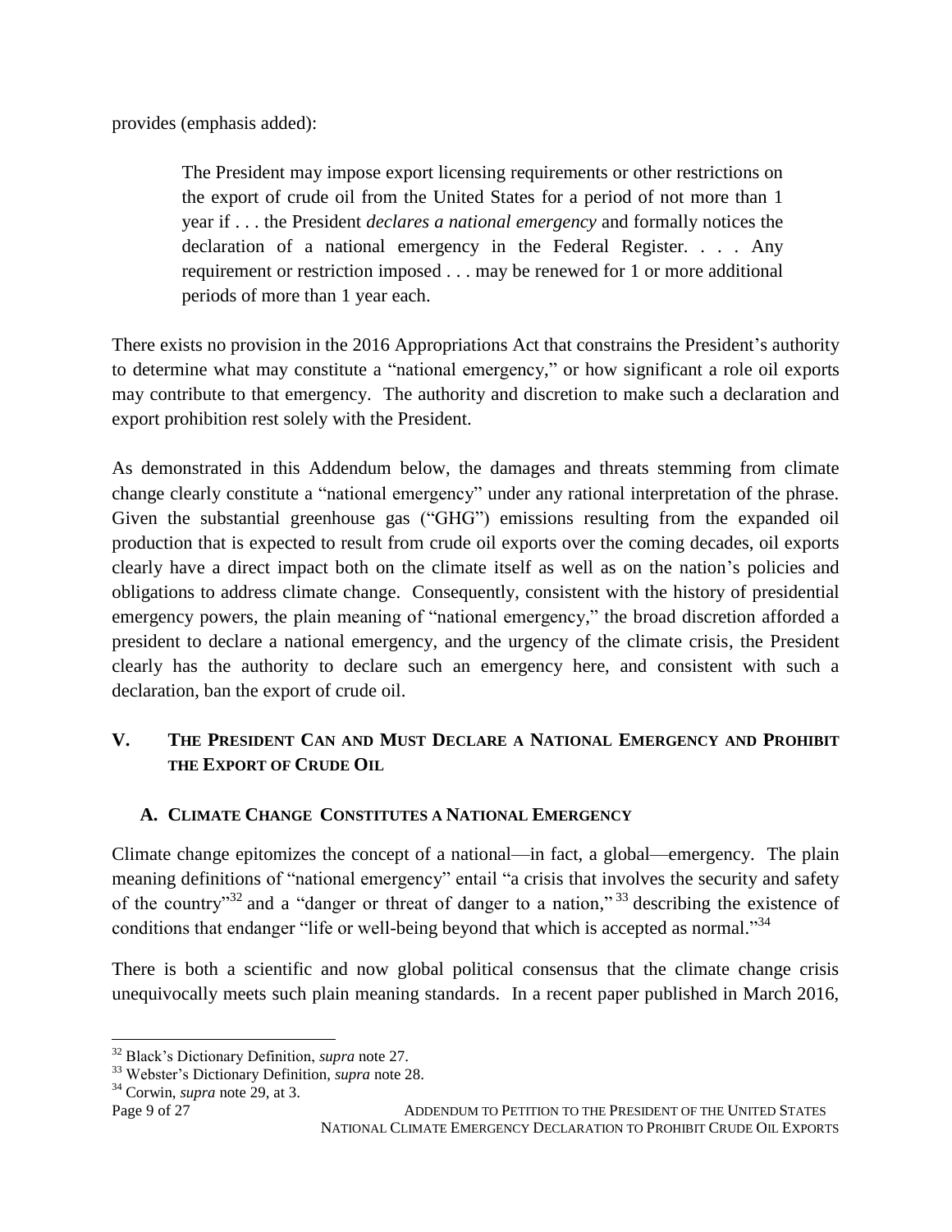provides (emphasis added):

> The President may impose export licensing requirements or other restrictions on the export of crude oil from the United States for a period of not more than 1 year if . . . the President *declares a national emergency* and formally notices the declaration of a national emergency in the Federal Register. . . . Any requirement or restriction imposed . . . may be renewed for 1 or more additional periods of more than 1 year each.

There exists no provision in the 2016 Appropriations Act that constrains the President's authority to determine what may constitute a "national emergency," or how significant a role oil exports may contribute to that emergency. The authority and discretion to make such a declaration and export prohibition rest solely with the President.

As demonstrated in this Addendum below, the damages and threats stemming from climate change clearly constitute a "national emergency" under any rational interpretation of the phrase. Given the substantial greenhouse gas ("GHG") emissions resulting from the expanded oil production that is expected to result from crude oil exports over the coming decades, oil exports clearly have a direct impact both on the climate itself as well as on the nation's policies and obligations to address climate change. Consequently, consistent with the history of presidential emergency powers, the plain meaning of "national emergency," the broad discretion afforded a president to declare a national emergency, and the urgency of the climate crisis, the President clearly has the authority to declare such an emergency here, and consistent with such a declaration, ban the export of crude oil.

## V. THE PRESIDENT CAN AND MUST DECLARE A NATIONAL EMERGENCY AND PROHIBIT THE EXPORT OF CRUDE OIL

### A. CLIMATE CHANGE CONSTITUTES A NATIONAL EMERGENCY

Climate change epitomizes the concept of a national—in fact, a global—emergency. The plain meaning definitions of "national emergency" entail "a crisis that involves the security and safety of the country"[32] and a "danger or threat of danger to a nation,"[33] describing the existence of conditions that endanger "life or well-being beyond that which is accepted as normal."[34]

There is both a scientific and now global political consensus that the climate change crisis unequivocally meets such plain meaning standards. In a recent paper published in March 2016,

---

[32] Black's Dictionary Definition, *supra* note 27.

[33] Webster's Dictionary Definition, *supra* note 28.

[34] Corwin, *supra* note 29, at 3.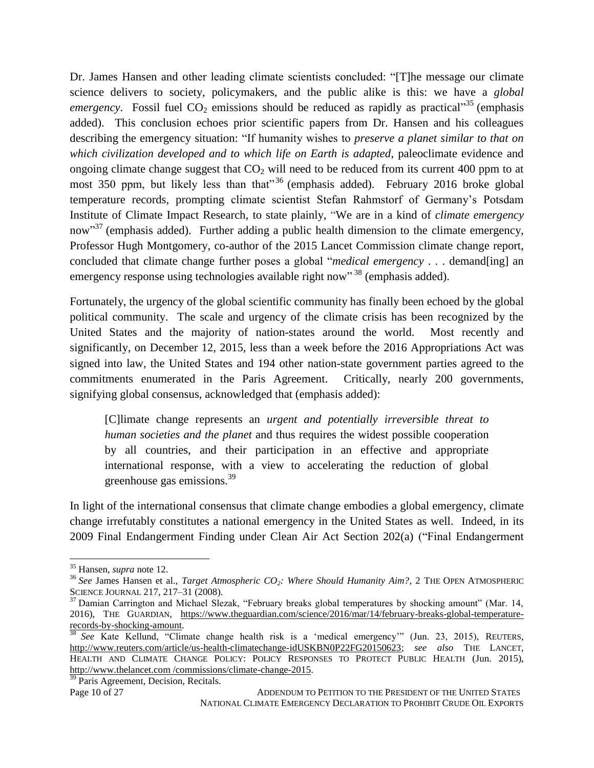Dr. James Hansen and other leading climate scientists concluded: "[T]he message our climate science delivers to society, policymakers, and the public alike is this: we have a *global emergency*. Fossil fuel $CO_2$ emissions should be reduced as rapidly as practical"[35] (emphasis added). This conclusion echoes prior scientific papers from Dr. Hansen and his colleagues describing the emergency situation: "If humanity wishes to *preserve a planet similar to that on which civilization developed and to which life on Earth is adapted*, paleoclimate evidence and ongoing climate change suggest that $CO_2$ will need to be reduced from its current 400 ppm to at most 350 ppm, but likely less than that"[36] (emphasis added). February 2016 broke global temperature records, prompting climate scientist Stefan Rahmstorf of Germany's Potsdam Institute of Climate Impact Research, to state plainly, "We are in a kind of *climate emergency* now"[37] (emphasis added). Further adding a public health dimension to the climate emergency, Professor Hugh Montgomery, co-author of the 2015 Lancet Commission climate change report, concluded that climate change further poses a global "*medical emergency* . . . demand[ing] an emergency response using technologies available right now"[38] (emphasis added).

Fortunately, the urgency of the global scientific community has finally been echoed by the global political community. The scale and urgency of the climate crisis has been recognized by the United States and the majority of nation-states around the world. Most recently and significantly, on December 12, 2015, less than a week before the 2016 Appropriations Act was signed into law, the United States and 194 other nation-state government parties agreed to the commitments enumerated in the Paris Agreement. Critically, nearly 200 governments, signifying global consensus, acknowledged that (emphasis added):

> [C]limate change represents an *urgent and potentially irreversible threat to human societies and the planet* and thus requires the widest possible cooperation by all countries, and their participation in an effective and appropriate international response, with a view to accelerating the reduction of global greenhouse gas emissions.[39]

In light of the international consensus that climate change embodies a global emergency, climate change irrefutably constitutes a national emergency in the United States as well. Indeed, in its 2009 Final Endangerment Finding under Clean Air Act Section 202(a) ("Final Endangerment

---

[35] Hansen, *supra* note 12.

[36] *See* James Hansen et al., *Target Atmospheric $CO_2$: Where Should Humanity Aim?*, 2 THE OPEN ATMOSPHERIC SCIENCE JOURNAL 217, 217–31 (2008).

[37] Damian Carrington and Michael Slezak, "February breaks global temperatures by shocking amount" (Mar. 14, 2016), THE GUARDIAN, https://www.theguardian.com/science/2016/mar/14/february-breaks-global-temperature-records-by-shocking-amount.

[38] *See* Kate Kellund, "Climate change health risk is a 'medical emergency'" (Jun. 23, 2015), REUTERS, http://www.reuters.com/article/us-health-climatechange-idUSKBN0P22FG20150623; *see also* THE LANCET, HEALTH AND CLIMATE CHANGE POLICY: POLICY RESPONSES TO PROTECT PUBLIC HEALTH (Jun. 2015), http://www.thelancet.com /commissions/climate-change-2015.

[39] Paris Agreement, Decision, Recitals.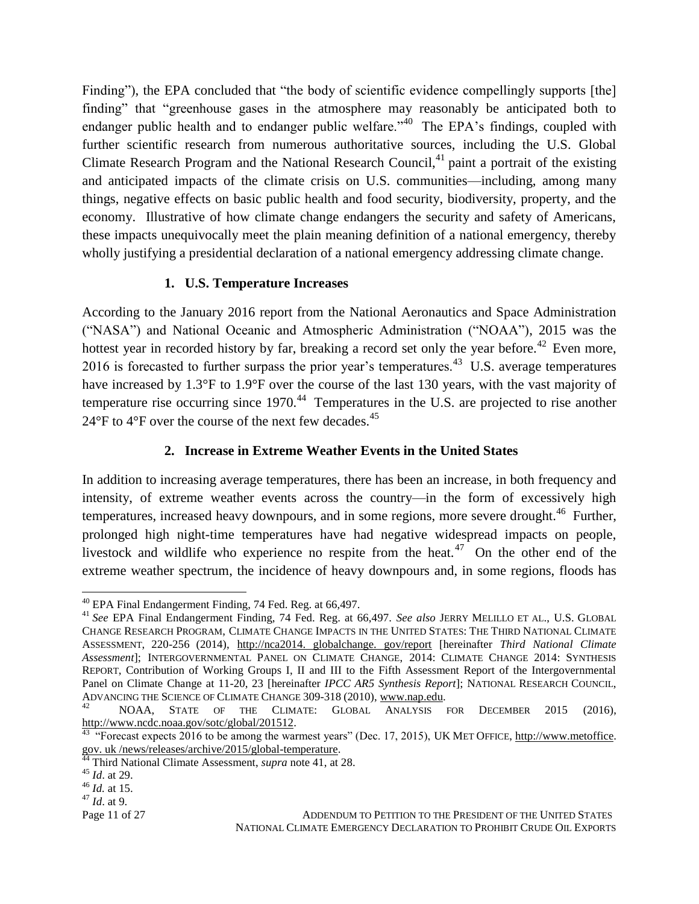Finding"), the EPA concluded that "the body of scientific evidence compellingly supports [the] finding" that "greenhouse gases in the atmosphere may reasonably be anticipated both to endanger public health and to endanger public welfare."[40] The EPA's findings, coupled with further scientific research from numerous authoritative sources, including the U.S. Global Climate Research Program and the National Research Council,[41] paint a portrait of the existing and anticipated impacts of the climate crisis on U.S. communities—including, among many things, negative effects on basic public health and food security, biodiversity, property, and the economy. Illustrative of how climate change endangers the security and safety of Americans, these impacts unequivocally meet the plain meaning definition of a national emergency, thereby wholly justifying a presidential declaration of a national emergency addressing climate change.

### 1. U.S. Temperature Increases

According to the January 2016 report from the National Aeronautics and Space Administration ("NASA") and National Oceanic and Atmospheric Administration ("NOAA"), 2015 was the hottest year in recorded history by far, breaking a record set only the year before.[42] Even more, 2016 is forecasted to further surpass the prior year's temperatures.[43] U.S. average temperatures have increased by 1.3°F to 1.9°F over the course of the last 130 years, with the vast majority of temperature rise occurring since 1970.[44] Temperatures in the U.S. are projected to rise another 24°F to 4°F over the course of the next few decades.[45]

### 2. Increase in Extreme Weather Events in the United States

In addition to increasing average temperatures, there has been an increase, in both frequency and intensity, of extreme weather events across the country—in the form of excessively high temperatures, increased heavy downpours, and in some regions, more severe drought.[46] Further, prolonged high night-time temperatures have had negative widespread impacts on people, livestock and wildlife who experience no respite from the heat.[47] On the other end of the extreme weather spectrum, the incidence of heavy downpours and, in some regions, floods has

---

[40] EPA Final Endangerment Finding, 74 Fed. Reg. at 66,497.

[41] *See* EPA Final Endangerment Finding, 74 Fed. Reg. at 66,497. *See also* JERRY MELILLO ET AL., U.S. GLOBAL CHANGE RESEARCH PROGRAM, CLIMATE CHANGE IMPACTS IN THE UNITED STATES: THE THIRD NATIONAL CLIMATE ASSESSMENT, 220-256 (2014), http://nca2014. globalchange. gov/report [hereinafter *Third National Climate Assessment*]; INTERGOVERNMENTAL PANEL ON CLIMATE CHANGE, 2014: CLIMATE CHANGE 2014: SYNTHESIS REPORT, Contribution of Working Groups I, II and III to the Fifth Assessment Report of the Intergovernmental Panel on Climate Change at 11-20, 23 [hereinafter *IPCC AR5 Synthesis Report*]; NATIONAL RESEARCH COUNCIL, ADVANCING THE SCIENCE OF CLIMATE CHANGE 309-318 (2010), www.nap.edu.

[42] NOAA, STATE OF THE CLIMATE: GLOBAL ANALYSIS FOR DECEMBER 2015 (2016), http://www.ncdc.noaa.gov/sotc/global/201512.

[43] "Forecast expects 2016 to be among the warmest years" (Dec. 17, 2015), UK MET OFFICE, http://www.metoffice.gov. uk /news/releases/archive/2015/global-temperature.

[44] Third National Climate Assessment, *supra* note 41, at 28.

[45] *Id*. at 29.

[46] *Id.* at 15.

[47] *Id*. at 9.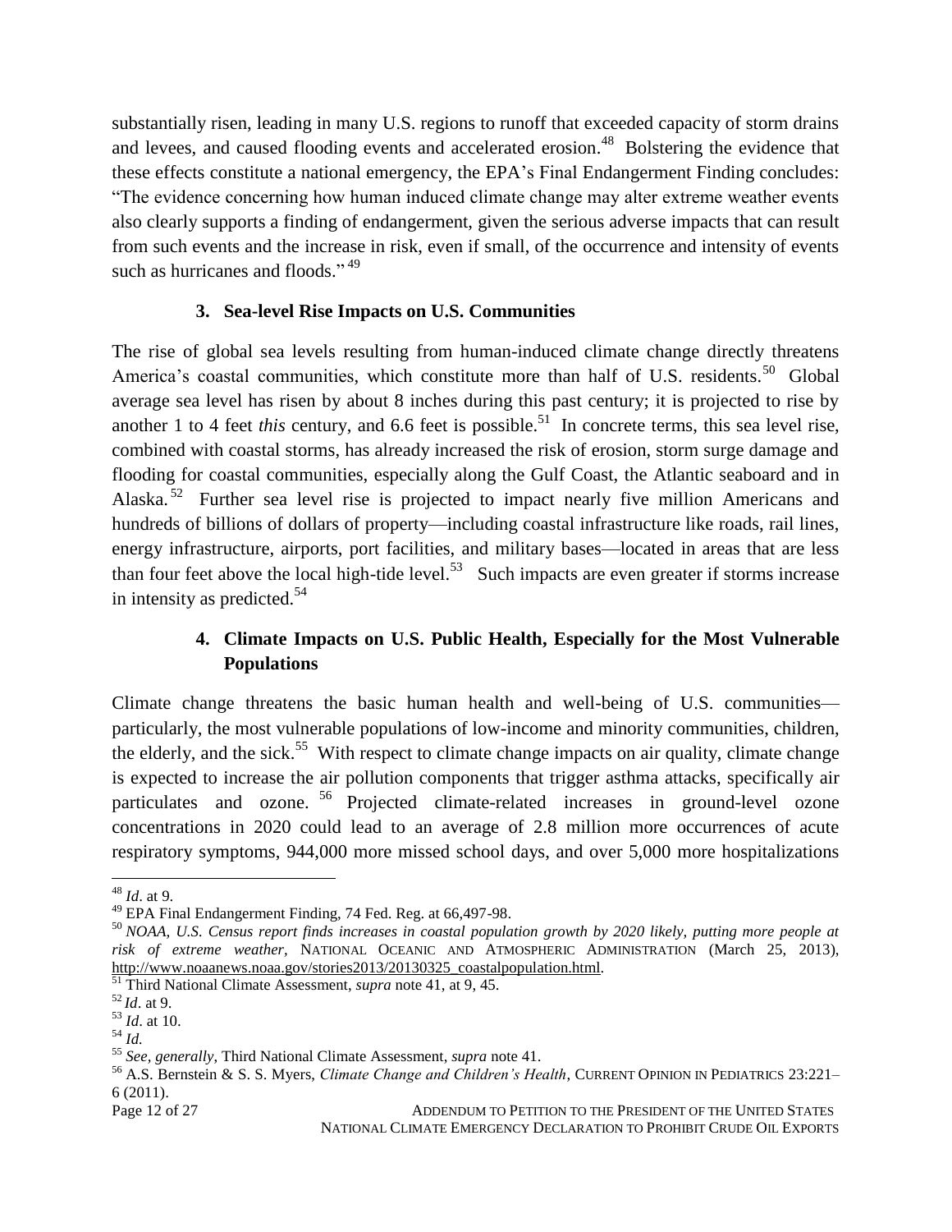substantially risen, leading in many U.S. regions to runoff that exceeded capacity of storm drains and levees, and caused flooding events and accelerated erosion.[48] Bolstering the evidence that these effects constitute a national emergency, the EPA's Final Endangerment Finding concludes: "The evidence concerning how human induced climate change may alter extreme weather events also clearly supports a finding of endangerment, given the serious adverse impacts that can result from such events and the increase in risk, even if small, of the occurrence and intensity of events such as hurricanes and floods."[49]

### 3. Sea-level Rise Impacts on U.S. Communities

The rise of global sea levels resulting from human-induced climate change directly threatens America's coastal communities, which constitute more than half of U.S. residents.[50] Global average sea level has risen by about 8 inches during this past century; it is projected to rise by another 1 to 4 feet *this* century, and 6.6 feet is possible.[51] In concrete terms, this sea level rise, combined with coastal storms, has already increased the risk of erosion, storm surge damage and flooding for coastal communities, especially along the Gulf Coast, the Atlantic seaboard and in Alaska.[52] Further sea level rise is projected to impact nearly five million Americans and hundreds of billions of dollars of property—including coastal infrastructure like roads, rail lines, energy infrastructure, airports, port facilities, and military bases—located in areas that are less than four feet above the local high-tide level.[53] Such impacts are even greater if storms increase in intensity as predicted.[54]

### 4. Climate Impacts on U.S. Public Health, Especially for the Most Vulnerable Populations

Climate change threatens the basic human health and well-being of U.S. communities—particularly, the most vulnerable populations of low-income and minority communities, children, the elderly, and the sick.[55] With respect to climate change impacts on air quality, climate change is expected to increase the air pollution components that trigger asthma attacks, specifically air particulates and ozone.[56] Projected climate-related increases in ground-level ozone concentrations in 2020 could lead to an average of 2.8 million more occurrences of acute respiratory symptoms, 944,000 more missed school days, and over 5,000 more hospitalizations

---

[48] *Id*. at 9.

[49] EPA Final Endangerment Finding, 74 Fed. Reg. at 66,497-98.

[50] *NOAA, U.S. Census report finds increases in coastal population growth by 2020 likely, putting more people at risk of extreme weather*, NATIONAL OCEANIC AND ATMOSPHERIC ADMINISTRATION (March 25, 2013), http://www.noaanews.noaa.gov/stories2013/20130325_coastalpopulation.html.

[51] Third National Climate Assessment, *supra* note 41, at 9, 45.

[52] *Id*. at 9.

[53] *Id*. at 10.

[54] *Id.*

[55] *See, generally*, Third National Climate Assessment, *supra* note 41.

[56] A.S. Bernstein & S. S. Myers, *Climate Change and Children's Health*, CURRENT OPINION IN PEDIATRICS 23:221–6 (2011).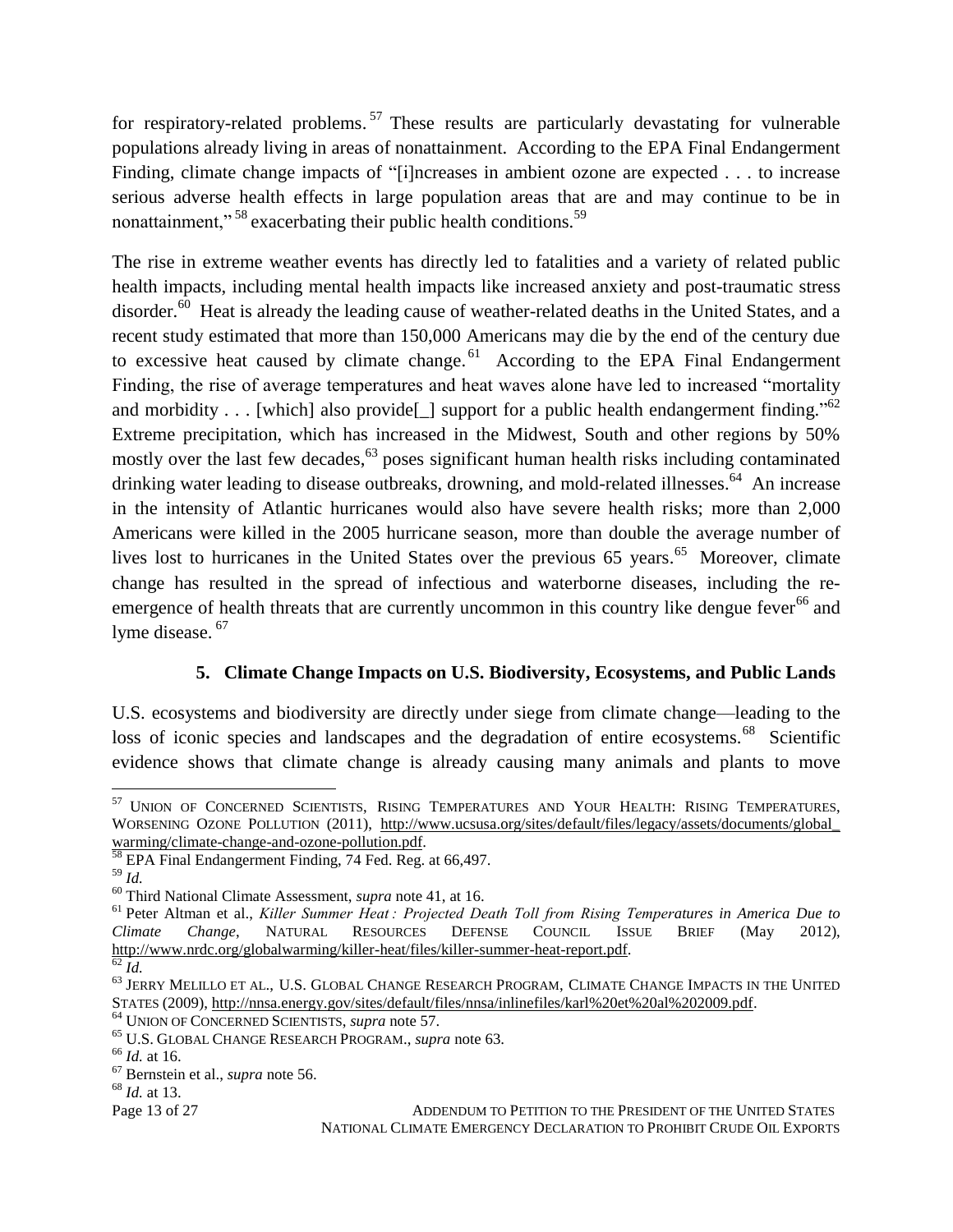for respiratory-related problems.[57] These results are particularly devastating for vulnerable populations already living in areas of nonattainment. According to the EPA Final Endangerment Finding, climate change impacts of "[i]ncreases in ambient ozone are expected . . . to increase serious adverse health effects in large population areas that are and may continue to be in nonattainment,"[58] exacerbating their public health conditions.[59]

The rise in extreme weather events has directly led to fatalities and a variety of related public health impacts, including mental health impacts like increased anxiety and post-traumatic stress disorder.[60] Heat is already the leading cause of weather-related deaths in the United States, and a recent study estimated that more than 150,000 Americans may die by the end of the century due to excessive heat caused by climate change.[61] According to the EPA Final Endangerment Finding, the rise of average temperatures and heat waves alone have led to increased "mortality and morbidity . . . [which] also provide[_] support for a public health endangerment finding."[62] Extreme precipitation, which has increased in the Midwest, South and other regions by 50% mostly over the last few decades,[63] poses significant human health risks including contaminated drinking water leading to disease outbreaks, drowning, and mold-related illnesses.[64] An increase in the intensity of Atlantic hurricanes would also have severe health risks; more than 2,000 Americans were killed in the 2005 hurricane season, more than double the average number of lives lost to hurricanes in the United States over the previous 65 years.[65] Moreover, climate change has resulted in the spread of infectious and waterborne diseases, including the re-emergence of health threats that are currently uncommon in this country like dengue fever[66] and lyme disease.[67]

### 5. Climate Change Impacts on U.S. Biodiversity, Ecosystems, and Public Lands

U.S. ecosystems and biodiversity are directly under siege from climate change—leading to the loss of iconic species and landscapes and the degradation of entire ecosystems.[68] Scientific evidence shows that climate change is already causing many animals and plants to move

---

[57] UNION OF CONCERNED SCIENTISTS, RISING TEMPERATURES AND YOUR HEALTH: RISING TEMPERATURES, WORSENING OZONE POLLUTION (2011), http://www.ucsusa.org/sites/default/files/legacy/assets/documents/global_warming/climate-change-and-ozone-pollution.pdf.

[58] EPA Final Endangerment Finding, 74 Fed. Reg. at 66,497.

[59] *Id.*

[60] Third National Climate Assessment, *supra* note 41, at 16.

[61] Peter Altman et al., *Killer Summer Heat: Projected Death Toll from Rising Temperatures in America Due to Climate Change*, NATURAL RESOURCES DEFENSE COUNCIL ISSUE BRIEF (May 2012), http://www.nrdc.org/globalwarming/killer-heat/files/killer-summer-heat-report.pdf.

[62] *Id.*

[63] JERRY MELILLO ET AL., U.S. GLOBAL CHANGE RESEARCH PROGRAM, CLIMATE CHANGE IMPACTS IN THE UNITED STATES (2009), http://nnsa.energy.gov/sites/default/files/nnsa/inlinefiles/karl%20et%20al%202009.pdf.

[64] UNION OF CONCERNED SCIENTISTS, *supra* note 57.

[65] U.S. GLOBAL CHANGE RESEARCH PROGRAM., *supra* note 63.

[66] *Id.* at 16.

[67] Bernstein et al., *supra* note 56.

[68] *Id.* at 13.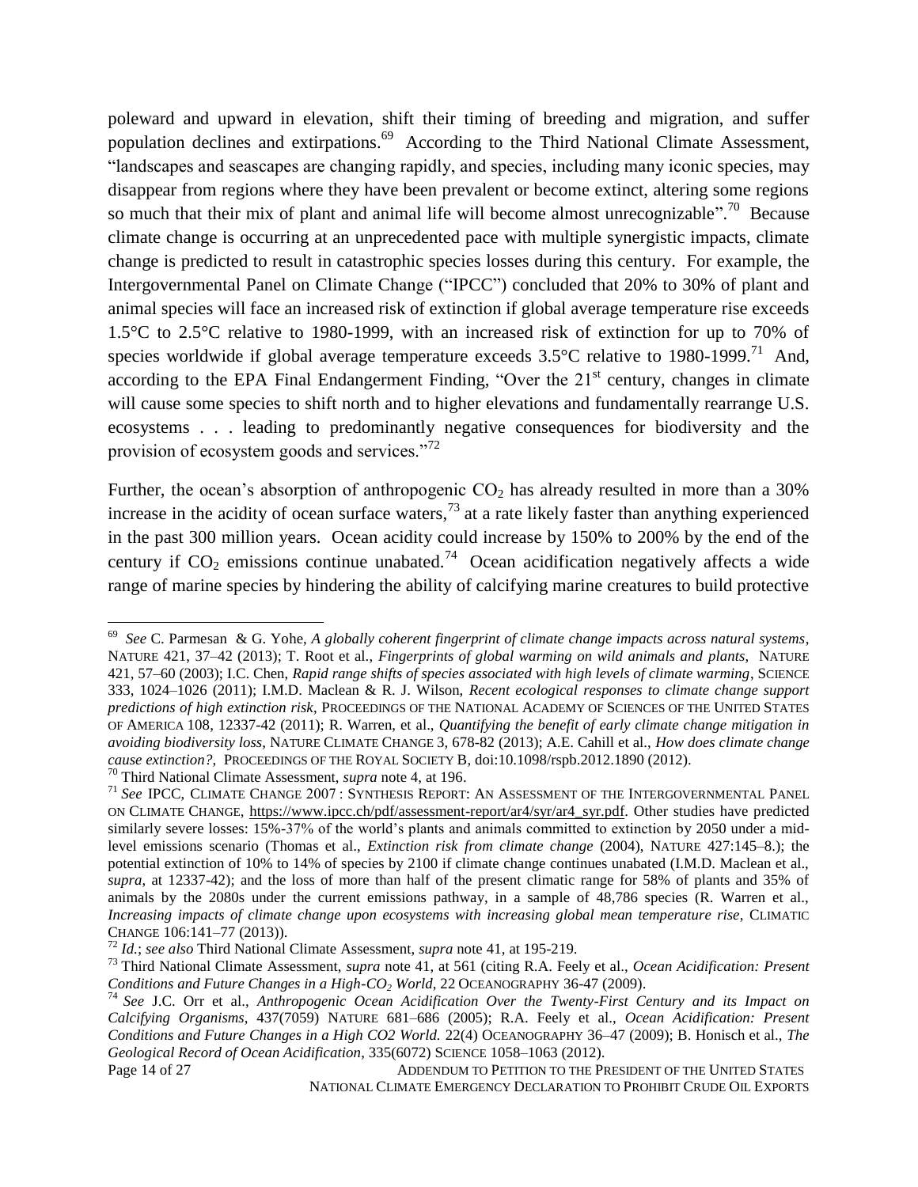poleward and upward in elevation, shift their timing of breeding and migration, and suffer population declines and extirpations.[69] According to the Third National Climate Assessment, "landscapes and seascapes are changing rapidly, and species, including many iconic species, may disappear from regions where they have been prevalent or become extinct, altering some regions so much that their mix of plant and animal life will become almost unrecognizable".[70] Because climate change is occurring at an unprecedented pace with multiple synergistic impacts, climate change is predicted to result in catastrophic species losses during this century. For example, the Intergovernmental Panel on Climate Change ("IPCC") concluded that 20% to 30% of plant and animal species will face an increased risk of extinction if global average temperature rise exceeds 1.5°C to 2.5°C relative to 1980-1999, with an increased risk of extinction for up to 70% of species worldwide if global average temperature exceeds 3.5°C relative to 1980-1999.[71] And, according to the EPA Final Endangerment Finding, "Over the 21st century, changes in climate will cause some species to shift north and to higher elevations and fundamentally rearrange U.S. ecosystems . . . leading to predominantly negative consequences for biodiversity and the provision of ecosystem goods and services."[72]

Further, the ocean's absorption of anthropogenic $CO_2$ has already resulted in more than a 30% increase in the acidity of ocean surface waters,[73] at a rate likely faster than anything experienced in the past 300 million years. Ocean acidity could increase by 150% to 200% by the end of the century if $CO_2$ emissions continue unabated.[74] Ocean acidification negatively affects a wide range of marine species by hindering the ability of calcifying marine creatures to build protective

---

[69] *See* C. Parmesan & G. Yohe, *A globally coherent fingerprint of climate change impacts across natural systems*, NATURE 421, 37–42 (2013); T. Root et al., *Fingerprints of global warming on wild animals and plants*, NATURE 421, 57–60 (2003); I.C. Chen, *Rapid range shifts of species associated with high levels of climate warming*, SCIENCE 333, 1024–1026 (2011); I.M.D. Maclean & R. J. Wilson, *Recent ecological responses to climate change support predictions of high extinction risk*, PROCEEDINGS OF THE NATIONAL ACADEMY OF SCIENCES OF THE UNITED STATES OF AMERICA 108, 12337-42 (2011); R. Warren, et al., *Quantifying the benefit of early climate change mitigation in avoiding biodiversity loss*, NATURE CLIMATE CHANGE 3, 678-82 (2013); A.E. Cahill et al., *How does climate change cause extinction?*, PROCEEDINGS OF THE ROYAL SOCIETY B, doi:10.1098/rspb.2012.1890 (2012).

[70] Third National Climate Assessment, *supra* note 4, at 196.

[71] *See* IPCC, CLIMATE CHANGE 2007 : SYNTHESIS REPORT: AN ASSESSMENT OF THE INTERGOVERNMENTAL PANEL ON CLIMATE CHANGE, https://www.ipcc.ch/pdf/assessment-report/ar4/syr/ar4_syr.pdf. Other studies have predicted similarly severe losses: 15%-37% of the world's plants and animals committed to extinction by 2050 under a mid-level emissions scenario (Thomas et al., *Extinction risk from climate change* (2004), NATURE 427:145–8.); the potential extinction of 10% to 14% of species by 2100 if climate change continues unabated (I.M.D. Maclean et al., *supra*, at 12337-42); and the loss of more than half of the present climatic range for 58% of plants and 35% of animals by the 2080s under the current emissions pathway, in a sample of 48,786 species (R. Warren et al., *Increasing impacts of climate change upon ecosystems with increasing global mean temperature rise*, CLIMATIC CHANGE 106:141–77 (2013)).

[72] *Id.*; *see also* Third National Climate Assessment, *supra* note 41, at 195-219.

[73] Third National Climate Assessment, *supra* note 41, at 561 (citing R.A. Feely et al., *Ocean Acidification: Present Conditions and Future Changes in a High-$CO_2$ World*, 22 OCEANOGRAPHY 36-47 (2009).

[74] *See* J.C. Orr et al., *Anthropogenic Ocean Acidification Over the Twenty-First Century and its Impact on Calcifying Organisms*, 437(7059) NATURE 681–686 (2005); R.A. Feely et al., *Ocean Acidification: Present Conditions and Future Changes in a High CO2 World.* 22(4) OCEANOGRAPHY 36–47 (2009); B. Honisch et al., *The Geological Record of Ocean Acidification*, 335(6072) SCIENCE 1058–1063 (2012).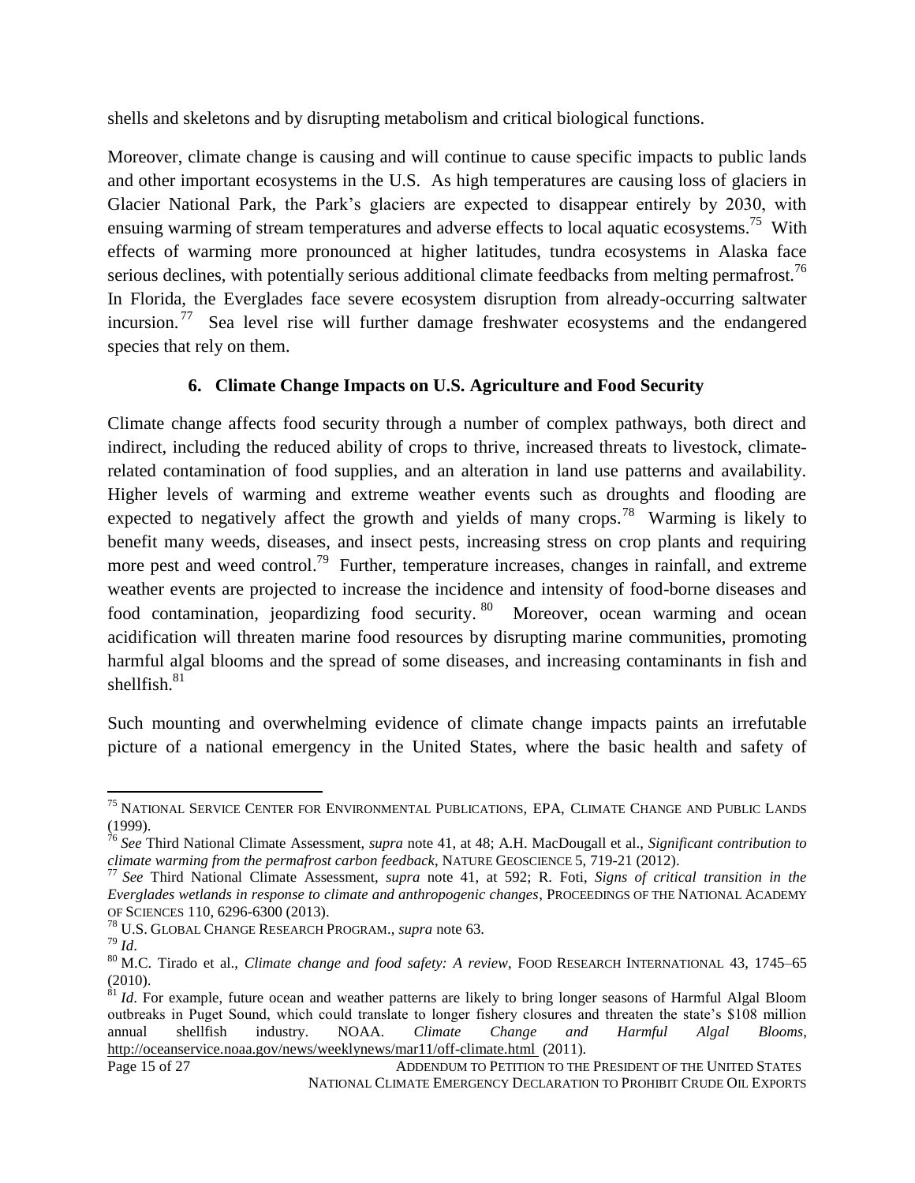shells and skeletons and by disrupting metabolism and critical biological functions.

Moreover, climate change is causing and will continue to cause specific impacts to public lands and other important ecosystems in the U.S. As high temperatures are causing loss of glaciers in Glacier National Park, the Park's glaciers are expected to disappear entirely by 2030, with ensuing warming of stream temperatures and adverse effects to local aquatic ecosystems.[75] With effects of warming more pronounced at higher latitudes, tundra ecosystems in Alaska face serious declines, with potentially serious additional climate feedbacks from melting permafrost.[76] In Florida, the Everglades face severe ecosystem disruption from already-occurring saltwater incursion.[77] Sea level rise will further damage freshwater ecosystems and the endangered species that rely on them.

### 6. Climate Change Impacts on U.S. Agriculture and Food Security

Climate change affects food security through a number of complex pathways, both direct and indirect, including the reduced ability of crops to thrive, increased threats to livestock, climate-related contamination of food supplies, and an alteration in land use patterns and availability. Higher levels of warming and extreme weather events such as droughts and flooding are expected to negatively affect the growth and yields of many crops.[78] Warming is likely to benefit many weeds, diseases, and insect pests, increasing stress on crop plants and requiring more pest and weed control.[79] Further, temperature increases, changes in rainfall, and extreme weather events are projected to increase the incidence and intensity of food-borne diseases and food contamination, jeopardizing food security.[80] Moreover, ocean warming and ocean acidification will threaten marine food resources by disrupting marine communities, promoting harmful algal blooms and the spread of some diseases, and increasing contaminants in fish and shellfish.[81]

Such mounting and overwhelming evidence of climate change impacts paints an irrefutable picture of a national emergency in the United States, where the basic health and safety of

---

[75] NATIONAL SERVICE CENTER FOR ENVIRONMENTAL PUBLICATIONS, EPA, CLIMATE CHANGE AND PUBLIC LANDS (1999).

[76] *See* Third National Climate Assessment, *supra* note 41, at 48; A.H. MacDougall et al., *Significant contribution to climate warming from the permafrost carbon feedback*, NATURE GEOSCIENCE 5, 719-21 (2012).

[77] *See* Third National Climate Assessment, *supra* note 41, at 592; R. Foti, *Signs of critical transition in the Everglades wetlands in response to climate and anthropogenic changes*, PROCEEDINGS OF THE NATIONAL ACADEMY OF SCIENCES 110, 6296-6300 (2013).

[78] U.S. GLOBAL CHANGE RESEARCH PROGRAM., *supra* note 63.

[79] *Id*.

[80] M.C. Tirado et al., *Climate change and food safety: A review*, FOOD RESEARCH INTERNATIONAL 43, 1745–65 (2010).

[81] *Id*. For example, future ocean and weather patterns are likely to bring longer seasons of Harmful Algal Bloom outbreaks in Puget Sound, which could translate to longer fishery closures and threaten the state's $108 million annual shellfish industry. NOAA. *Climate Change and Harmful Algal Blooms*, http://oceanservice.noaa.gov/news/weeklynews/mar11/off-climate.html (2011).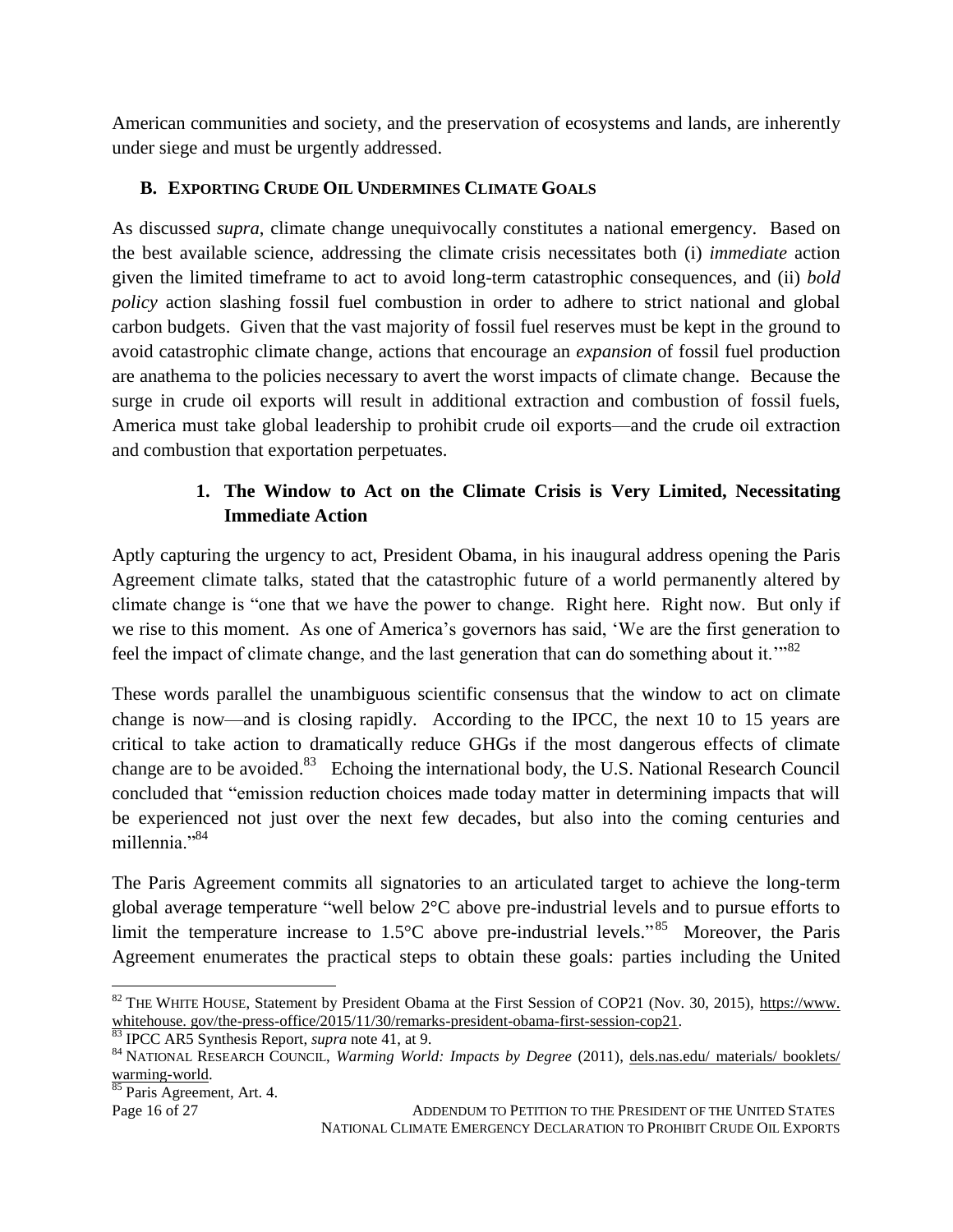American communities and society, and the preservation of ecosystems and lands, are inherently under siege and must be urgently addressed.

### B. Exporting Crude Oil Undermines Climate Goals

As discussed *supra*, climate change unequivocally constitutes a national emergency. Based on the best available science, addressing the climate crisis necessitates both (i) *immediate* action given the limited timeframe to act to avoid long-term catastrophic consequences, and (ii) *bold policy* action slashing fossil fuel combustion in order to adhere to strict national and global carbon budgets. Given that the vast majority of fossil fuel reserves must be kept in the ground to avoid catastrophic climate change, actions that encourage an *expansion* of fossil fuel production are anathema to the policies necessary to avert the worst impacts of climate change. Because the surge in crude oil exports will result in additional extraction and combustion of fossil fuels, America must take global leadership to prohibit crude oil exports—and the crude oil extraction and combustion that exportation perpetuates.

#### 1. The Window to Act on the Climate Crisis is Very Limited, Necessitating Immediate Action

Aptly capturing the urgency to act, President Obama, in his inaugural address opening the Paris Agreement climate talks, stated that the catastrophic future of a world permanently altered by climate change is "one that we have the power to change. Right here. Right now. But only if we rise to this moment. As one of America's governors has said, 'We are the first generation to feel the impact of climate change, and the last generation that can do something about it.'"[82]

These words parallel the unambiguous scientific consensus that the window to act on climate change is now—and is closing rapidly. According to the IPCC, the next 10 to 15 years are critical to take action to dramatically reduce GHGs if the most dangerous effects of climate change are to be avoided.[83] Echoing the international body, the U.S. National Research Council concluded that "emission reduction choices made today matter in determining impacts that will be experienced not just over the next few decades, but also into the coming centuries and millennia."[84]

The Paris Agreement commits all signatories to an articulated target to achieve the long-term global average temperature "well below 2°C above pre-industrial levels and to pursue efforts to limit the temperature increase to 1.5°C above pre-industrial levels."[85] Moreover, the Paris Agreement enumerates the practical steps to obtain these goals: parties including the United

---

[82] The White House, Statement by President Obama at the First Session of COP21 (Nov. 30, 2015), https://www.whitehouse.gov/the-press-office/2015/11/30/remarks-president-obama-first-session-cop21.

[83] IPCC AR5 Synthesis Report, *supra* note 41, at 9.

[84] National Research Council, *Warming World: Impacts by Degree* (2011), dels.nas.edu/materials/booklets/warming-world.

[85] Paris Agreement, Art. 4.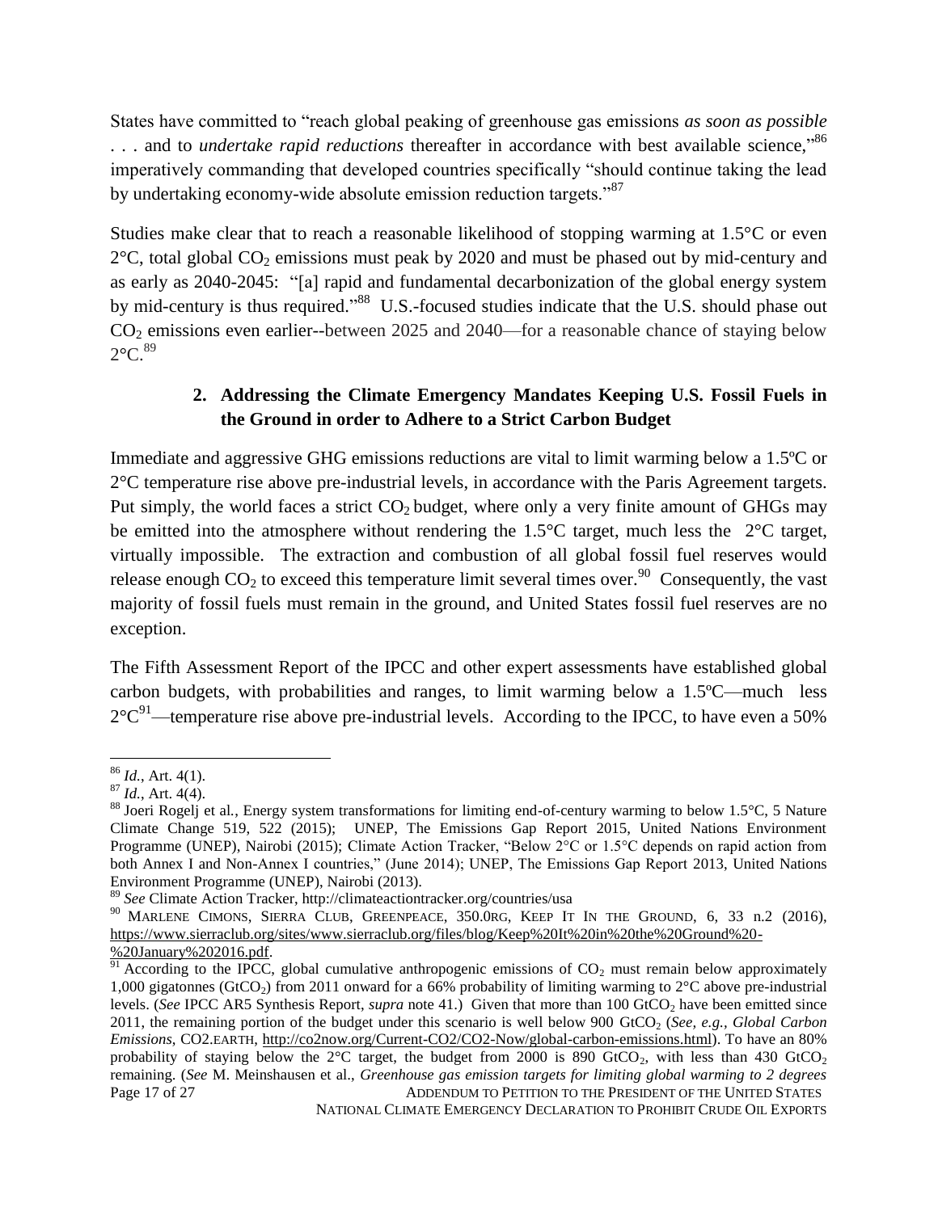States have committed to "reach global peaking of greenhouse gas emissions *as soon as possible* . . . and to *undertake rapid reductions* thereafter in accordance with best available science,"[86] imperatively commanding that developed countries specifically "should continue taking the lead by undertaking economy-wide absolute emission reduction targets."[87]

Studies make clear that to reach a reasonable likelihood of stopping warming at 1.5°C or even 2°C, total global $CO_2$ emissions must peak by 2020 and must be phased out by mid-century and as early as 2040-2045: "[a] rapid and fundamental decarbonization of the global energy system by mid-century is thus required."[88] U.S.-focused studies indicate that the U.S. should phase out $CO_2$ emissions even earlier--between 2025 and 2040—for a reasonable chance of staying below 2°C.[89]

### 2. Addressing the Climate Emergency Mandates Keeping U.S. Fossil Fuels in the Ground in order to Adhere to a Strict Carbon Budget

Immediate and aggressive GHG emissions reductions are vital to limit warming below a 1.5ºC or 2°C temperature rise above pre-industrial levels, in accordance with the Paris Agreement targets. Put simply, the world faces a strict $CO_2$ budget, where only a very finite amount of GHGs may be emitted into the atmosphere without rendering the 1.5°C target, much less the 2°C target, virtually impossible. The extraction and combustion of all global fossil fuel reserves would release enough $CO_2$ to exceed this temperature limit several times over.[90] Consequently, the vast majority of fossil fuels must remain in the ground, and United States fossil fuel reserves are no exception.

The Fifth Assessment Report of the IPCC and other expert assessments have established global carbon budgets, with probabilities and ranges, to limit warming below a 1.5ºC—much less 2°C[91]—temperature rise above pre-industrial levels. According to the IPCC, to have even a 50%

---

[86] *Id.*, Art. 4(1).

[87] *Id.*, Art. 4(4).

[88] Joeri Rogelj et al., Energy system transformations for limiting end-of-century warming to below 1.5°C, 5 Nature Climate Change 519, 522 (2015); UNEP, The Emissions Gap Report 2015, United Nations Environment Programme (UNEP), Nairobi (2015); Climate Action Tracker, "Below 2°C or 1.5°C depends on rapid action from both Annex I and Non-Annex I countries," (June 2014); UNEP, The Emissions Gap Report 2013, United Nations Environment Programme (UNEP), Nairobi (2013).

[89] *See* Climate Action Tracker, http://climateactiontracker.org/countries/usa

[90] Marlene Cimons, Sierra Club, Greenpeace, 350.0rg, Keep It In the Ground, 6, 33 n.2 (2016), https://www.sierraclub.org/sites/www.sierraclub.org/files/blog/Keep%20It%20in%20the%20Ground%20-%20January%202016.pdf.

[91] According to the IPCC, global cumulative anthropogenic emissions of $CO_2$ must remain below approximately 1,000 gigatonnes ($GtCO_2$) from 2011 onward for a 66% probability of limiting warming to 2°C above pre-industrial levels. (*See* IPCC AR5 Synthesis Report, *supra* note 41.) Given that more than 100 $GtCO_2$ have been emitted since 2011, the remaining portion of the budget under this scenario is well below 900 $GtCO_2$ (*See, e.g.*, *Global Carbon Emissions*, CO2.earth, http://co2now.org/Current-CO2/CO2-Now/global-carbon-emissions.html). To have an 80% probability of staying below the 2°C target, the budget from 2000 is 890 $GtCO_2$, with less than 430 $GtCO_2$ remaining. (*See* M. Meinshausen et al., *Greenhouse gas emission targets for limiting global warming to 2 degrees*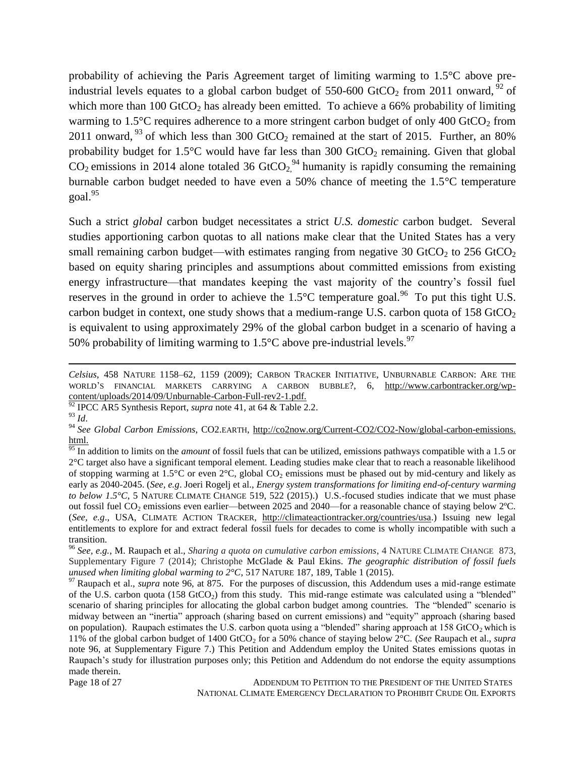probability of achieving the Paris Agreement target of limiting warming to 1.5°C above pre-industrial levels equates to a global carbon budget of 550-600 $GtCO_2$ from 2011 onward,[92] of which more than 100 $GtCO_2$ has already been emitted. To achieve a 66% probability of limiting warming to 1.5°C requires adherence to a more stringent carbon budget of only 400 $GtCO_2$ from 2011 onward,[93] of which less than 300 $GtCO_2$ remained at the start of 2015. Further, an 80% probability budget for 1.5°C would have far less than 300 $GtCO_2$ remaining. Given that global $CO_2$ emissions in 2014 alone totaled 36 $GtCO_2$,[94] humanity is rapidly consuming the remaining burnable carbon budget needed to have even a 50% chance of meeting the 1.5°C temperature goal.[95]

Such a strict *global* carbon budget necessitates a strict *U.S. domestic* carbon budget. Several studies apportioning carbon quotas to all nations make clear that the United States has a very small remaining carbon budget—with estimates ranging from negative 30 $GtCO_2$ to 256 $GtCO_2$ based on equity sharing principles and assumptions about committed emissions from existing energy infrastructure—that mandates keeping the vast majority of the country's fossil fuel reserves in the ground in order to achieve the 1.5°C temperature goal.[96] To put this tight U.S. carbon budget in context, one study shows that a medium-range U.S. carbon quota of 158 $GtCO_2$ is equivalent to using approximately 29% of the global carbon budget in a scenario of having a 50% probability of limiting warming to 1.5°C above pre-industrial levels.[97]

---

*Celsius*, 458 NATURE 1158–62, 1159 (2009); CARBON TRACKER INITIATIVE, UNBURNABLE CARBON: ARE THE WORLD'S FINANCIAL MARKETS CARRYING A CARBON BUBBLE?, 6, http://www.carbontracker.org/wp-content/uploads/2014/09/Unburnable-Carbon-Full-rev2-1.pdf.

[92] IPCC AR5 Synthesis Report, *supra* note 41, at 64 & Table 2.2.

[93] *Id*.

[94] *See Global Carbon Emissions*, CO2.EARTH, http://co2now.org/Current-CO2/CO2-Now/global-carbon-emissions.html.

[95] In addition to limits on the *amount* of fossil fuels that can be utilized, emissions pathways compatible with a 1.5 or 2°C target also have a significant temporal element. Leading studies make clear that to reach a reasonable likelihood of stopping warming at 1.5°C or even 2°C, global $CO_2$ emissions must be phased out by mid-century and likely as early as 2040-2045. (*See, e.g*. Joeri Rogelj et al., *Energy system transformations for limiting end-of-century warming to below 1.5°C*, 5 NATURE CLIMATE CHANGE 519, 522 (2015).) U.S.-focused studies indicate that we must phase out fossil fuel $CO_2$ emissions even earlier—between 2025 and 2040—for a reasonable chance of staying below 2ºC. (*See, e.g*., USA, CLIMATE ACTION TRACKER, http://climateactiontracker.org/countries/usa.) Issuing new legal entitlements to explore for and extract federal fossil fuels for decades to come is wholly incompatible with such a transition.

[96] *See, e.g.*, M. Raupach et al., *Sharing a quota on cumulative carbon emissions*, 4 NATURE CLIMATE CHANGE 873, Supplementary Figure 7 (2014); Christophe McGlade & Paul Ekins. *The geographic distribution of fossil fuels unused when limiting global warming to 2°C*, 517 NATURE 187, 189, Table 1 (2015).

[97] Raupach et al., *supra* note 96, at 875. For the purposes of discussion, this Addendum uses a mid-range estimate of the U.S. carbon quota (158 $GtCO_2$) from this study. This mid-range estimate was calculated using a "blended" scenario of sharing principles for allocating the global carbon budget among countries. The "blended" scenario is midway between an "inertia" approach (sharing based on current emissions) and "equity" approach (sharing based on population). Raupach estimates the U.S. carbon quota using a "blended" sharing approach at 158 $GtCO_2$ which is 11% of the global carbon budget of 1400 $GtCO_2$ for a 50% chance of staying below 2°C. (*See* Raupach et al., *supra* note 96, at Supplementary Figure 7.) This Petition and Addendum employ the United States emissions quotas in Raupach's study for illustration purposes only; this Petition and Addendum do not endorse the equity assumptions made therein.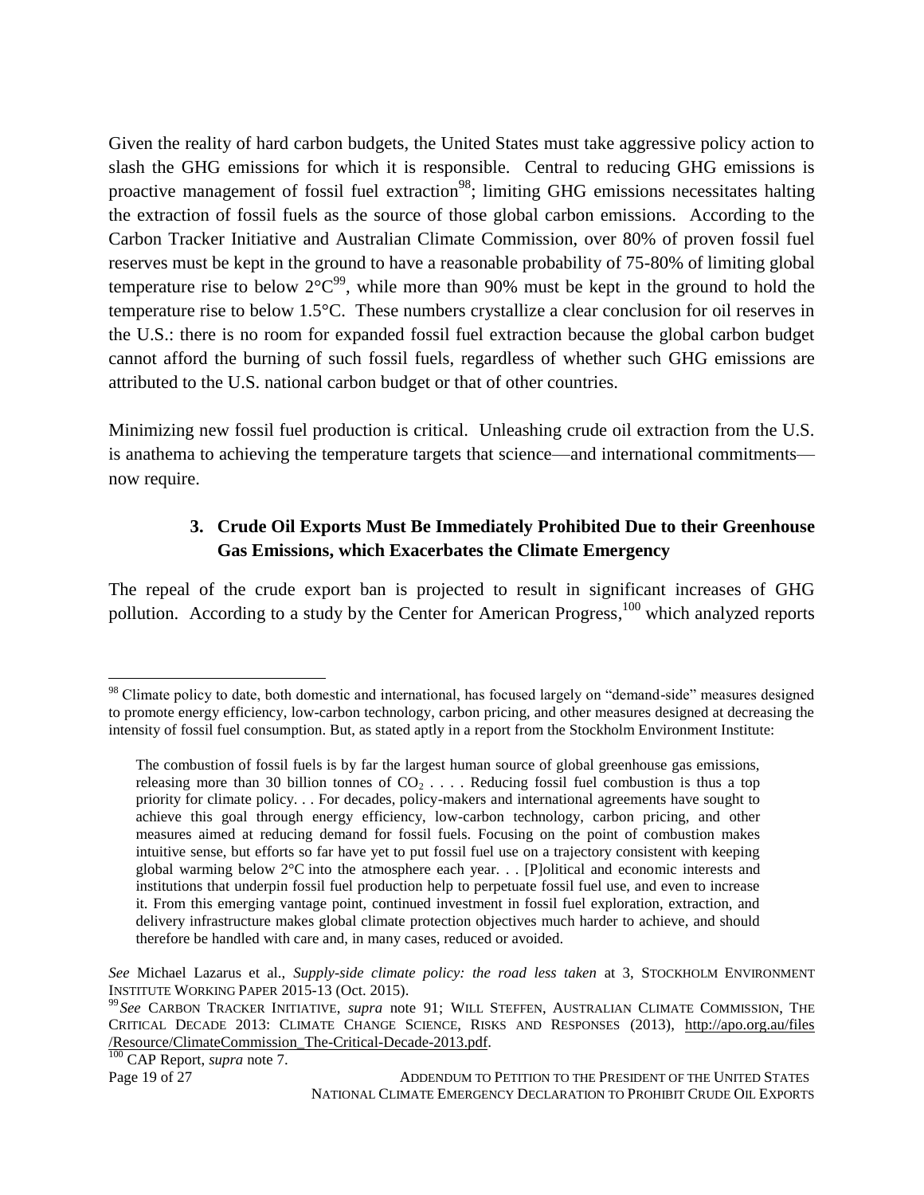Given the reality of hard carbon budgets, the United States must take aggressive policy action to slash the GHG emissions for which it is responsible. Central to reducing GHG emissions is proactive management of fossil fuel extraction[98]; limiting GHG emissions necessitates halting the extraction of fossil fuels as the source of those global carbon emissions. According to the Carbon Tracker Initiative and Australian Climate Commission, over 80% of proven fossil fuel reserves must be kept in the ground to have a reasonable probability of 75-80% of limiting global temperature rise to below 2°C[99], while more than 90% must be kept in the ground to hold the temperature rise to below 1.5°C. These numbers crystallize a clear conclusion for oil reserves in the U.S.: there is no room for expanded fossil fuel extraction because the global carbon budget cannot afford the burning of such fossil fuels, regardless of whether such GHG emissions are attributed to the U.S. national carbon budget or that of other countries.

Minimizing new fossil fuel production is critical. Unleashing crude oil extraction from the U.S. is anathema to achieving the temperature targets that science—and international commitments—now require.

### 3. Crude Oil Exports Must Be Immediately Prohibited Due to their Greenhouse Gas Emissions, which Exacerbates the Climate Emergency

The repeal of the crude export ban is projected to result in significant increases of GHG pollution. According to a study by the Center for American Progress,[100] which analyzed reports

---

[98] Climate policy to date, both domestic and international, has focused largely on "demand-side" measures designed to promote energy efficiency, low-carbon technology, carbon pricing, and other measures designed at decreasing the intensity of fossil fuel consumption. But, as stated aptly in a report from the Stockholm Environment Institute:

> The combustion of fossil fuels is by far the largest human source of global greenhouse gas emissions, releasing more than 30 billion tonnes of $CO_2$ . . . . Reducing fossil fuel combustion is thus a top priority for climate policy. . . For decades, policy-makers and international agreements have sought to achieve this goal through energy efficiency, low-carbon technology, carbon pricing, and other measures aimed at reducing demand for fossil fuels. Focusing on the point of combustion makes intuitive sense, but efforts so far have yet to put fossil fuel use on a trajectory consistent with keeping global warming below 2°C into the atmosphere each year. . . [P]olitical and economic interests and institutions that underpin fossil fuel production help to perpetuate fossil fuel use, and even to increase it. From this emerging vantage point, continued investment in fossil fuel exploration, extraction, and delivery infrastructure makes global climate protection objectives much harder to achieve, and should therefore be handled with care and, in many cases, reduced or avoided.

*See* Michael Lazarus et al., *Supply-side climate policy: the road less taken* at 3, STOCKHOLM ENVIRONMENT INSTITUTE WORKING PAPER 2015-13 (Oct. 2015).

[99] *See* CARBON TRACKER INITIATIVE, *supra* note 91; WILL STEFFEN, AUSTRALIAN CLIMATE COMMISSION, THE CRITICAL DECADE 2013: CLIMATE CHANGE SCIENCE, RISKS AND RESPONSES (2013), http://apo.org.au/files/Resource/ClimateCommission_The-Critical-Decade-2013.pdf.

[100] CAP Report, *supra* note 7.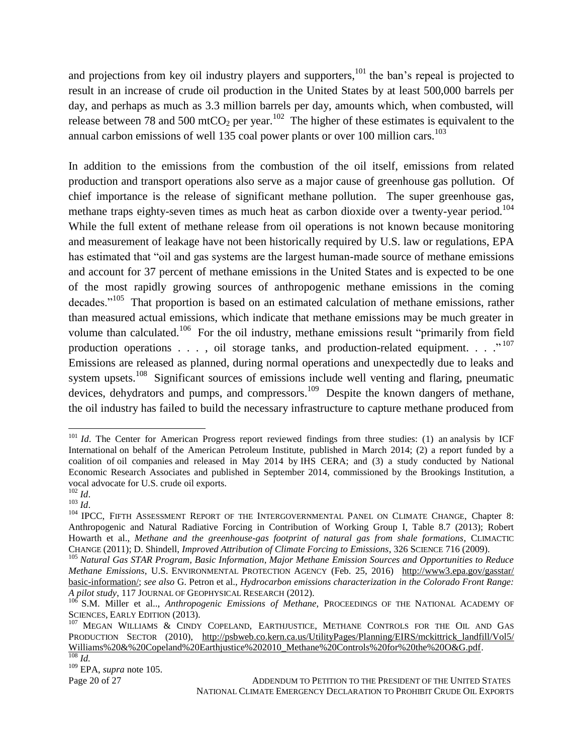and projections from key oil industry players and supporters,[101] the ban's repeal is projected to result in an increase of crude oil production in the United States by at least 500,000 barrels per day, and perhaps as much as 3.3 million barrels per day, amounts which, when combusted, will release between 78 and 500 mt$CO_2$ per year.[102] The higher of these estimates is equivalent to the annual carbon emissions of well 135 coal power plants or over 100 million cars.[103]

In addition to the emissions from the combustion of the oil itself, emissions from related production and transport operations also serve as a major cause of greenhouse gas pollution. Of chief importance is the release of significant methane pollution. The super greenhouse gas, methane traps eighty-seven times as much heat as carbon dioxide over a twenty-year period.[104] While the full extent of methane release from oil operations is not known because monitoring and measurement of leakage have not been historically required by U.S. law or regulations, EPA has estimated that "oil and gas systems are the largest human-made source of methane emissions and account for 37 percent of methane emissions in the United States and is expected to be one of the most rapidly growing sources of anthropogenic methane emissions in the coming decades."[105] That proportion is based on an estimated calculation of methane emissions, rather than measured actual emissions, which indicate that methane emissions may be much greater in volume than calculated.[106] For the oil industry, methane emissions result "primarily from field production operations . . . , oil storage tanks, and production-related equipment. . . ."[107] Emissions are released as planned, during normal operations and unexpectedly due to leaks and system upsets.[108] Significant sources of emissions include well venting and flaring, pneumatic devices, dehydrators and pumps, and compressors.[109] Despite the known dangers of methane, the oil industry has failed to build the necessary infrastructure to capture methane produced from

---

[101] *Id*. The Center for American Progress report reviewed findings from three studies: (1) an analysis by ICF International on behalf of the American Petroleum Institute, published in March 2014; (2) a report funded by a coalition of oil companies and released in May 2014 by IHS CERA; and (3) a study conducted by National Economic Research Associates and published in September 2014, commissioned by the Brookings Institution, a vocal advocate for U.S. crude oil exports.

[102] *Id*.

[103] *Id*.

[104] IPCC, FIFTH ASSESSMENT REPORT OF THE INTERGOVERNMENTAL PANEL ON CLIMATE CHANGE, Chapter 8: Anthropogenic and Natural Radiative Forcing in Contribution of Working Group I, Table 8.7 (2013); Robert Howarth et al., *Methane and the greenhouse-gas footprint of natural gas from shale formations*, CLIMACTIC CHANGE (2011); D. Shindell, *Improved Attribution of Climate Forcing to Emissions*, 326 SCIENCE 716 (2009).

[105] *Natural Gas STAR Program, Basic Information, Major Methane Emission Sources and Opportunities to Reduce Methane Emissions*, U.S. ENVIRONMENTAL PROTECTION AGENCY (Feb. 25, 2016) http://www3.epa.gov/gasstar/basic-information/; *see also* G. Petron et al., *Hydrocarbon emissions characterization in the Colorado Front Range: A pilot study*, 117 JOURNAL OF GEOPHYSICAL RESEARCH (2012).

[106] S.M. Miller et al.., *Anthropogenic Emissions of Methane*, PROCEEDINGS OF THE NATIONAL ACADEMY OF SCIENCES, EARLY EDITION (2013).

[107] MEGAN WILLIAMS & CINDY COPELAND, EARTHJUSTICE, METHANE CONTROLS FOR THE OIL AND GAS PRODUCTION SECTOR (2010), http://psbweb.co.kern.ca.us/UtilityPages/Planning/EIRS/mckittrick_landfill/Vol5/Williams%20&%20Copeland%20Earthjustice%202010_Methane%20Controls%20for%20the%20O&G.pdf.

[108] *Id.*

[109] EPA, *supra* note 105.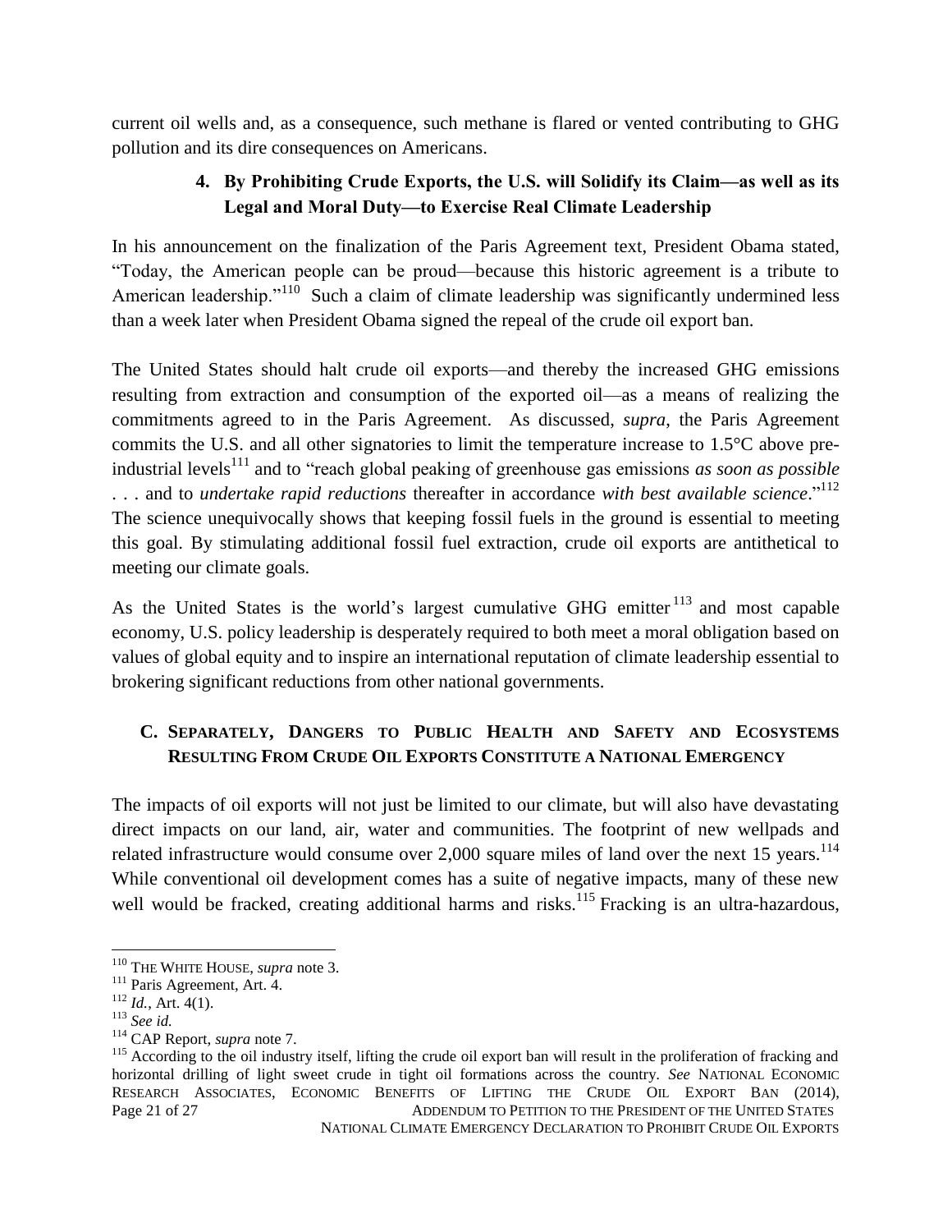current oil wells and, as a consequence, such methane is flared or vented contributing to GHG pollution and its dire consequences on Americans.

### 4. By Prohibiting Crude Exports, the U.S. will Solidify its Claim—as well as its Legal and Moral Duty—to Exercise Real Climate Leadership

In his announcement on the finalization of the Paris Agreement text, President Obama stated, "Today, the American people can be proud—because this historic agreement is a tribute to American leadership."[110] Such a claim of climate leadership was significantly undermined less than a week later when President Obama signed the repeal of the crude oil export ban.

The United States should halt crude oil exports—and thereby the increased GHG emissions resulting from extraction and consumption of the exported oil—as a means of realizing the commitments agreed to in the Paris Agreement. As discussed, *supra*, the Paris Agreement commits the U.S. and all other signatories to limit the temperature increase to 1.5°C above pre-industrial levels[111] and to "reach global peaking of greenhouse gas emissions *as soon as possible* . . . and to *undertake rapid reductions* thereafter in accordance *with best available science*."[112] The science unequivocally shows that keeping fossil fuels in the ground is essential to meeting this goal. By stimulating additional fossil fuel extraction, crude oil exports are antithetical to meeting our climate goals.

As the United States is the world's largest cumulative GHG emitter[113] and most capable economy, U.S. policy leadership is desperately required to both meet a moral obligation based on values of global equity and to inspire an international reputation of climate leadership essential to brokering significant reductions from other national governments.

## C. Separately, Dangers to Public Health and Safety and Ecosystems Resulting From Crude Oil Exports Constitute a National Emergency

The impacts of oil exports will not just be limited to our climate, but will also have devastating direct impacts on our land, air, water and communities. The footprint of new wellpads and related infrastructure would consume over 2,000 square miles of land over the next 15 years.[114] While conventional oil development comes has a suite of negative impacts, many of these new well would be fracked, creating additional harms and risks.[115] Fracking is an ultra-hazardous,

---

[110] The White House, *supra* note 3.

[111] Paris Agreement, Art. 4.

[112] *Id.*, Art. 4(1).

[113] *See id.*

[114] CAP Report, *supra* note 7.

[115] According to the oil industry itself, lifting the crude oil export ban will result in the proliferation of fracking and horizontal drilling of light sweet crude in tight oil formations across the country. *See* National Economic Research Associates, Economic Benefits of Lifting the Crude Oil Export Ban (2014),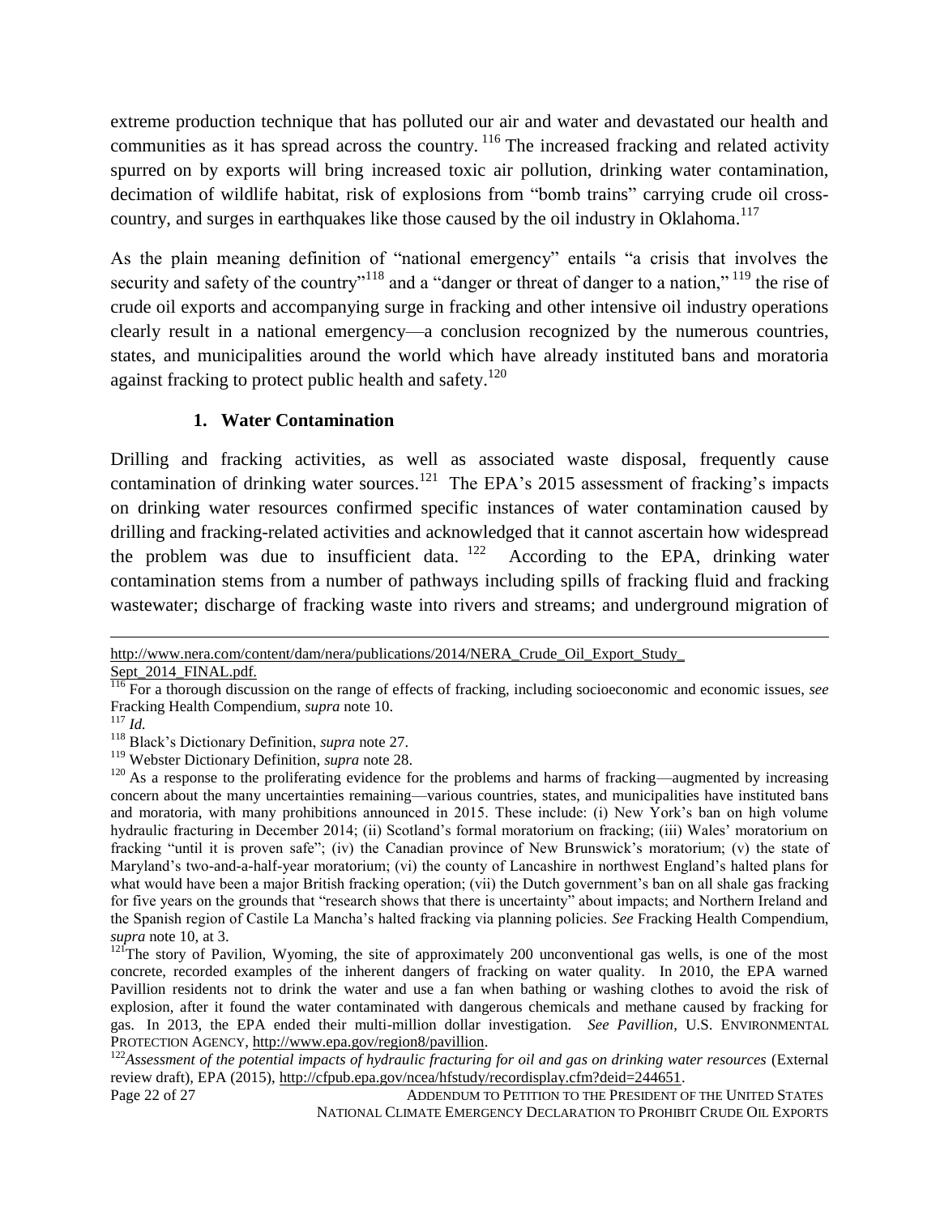extreme production technique that has polluted our air and water and devastated our health and communities as it has spread across the country.[116] The increased fracking and related activity spurred on by exports will bring increased toxic air pollution, drinking water contamination, decimation of wildlife habitat, risk of explosions from "bomb trains" carrying crude oil cross-country, and surges in earthquakes like those caused by the oil industry in Oklahoma.[117]

As the plain meaning definition of "national emergency" entails "a crisis that involves the security and safety of the country"[118] and a "danger or threat of danger to a nation,"[119] the rise of crude oil exports and accompanying surge in fracking and other intensive oil industry operations clearly result in a national emergency—a conclusion recognized by the numerous countries, states, and municipalities around the world which have already instituted bans and moratoria against fracking to protect public health and safety.[120]

### 1. Water Contamination

Drilling and fracking activities, as well as associated waste disposal, frequently cause contamination of drinking water sources.[121] The EPA's 2015 assessment of fracking's impacts on drinking water resources confirmed specific instances of water contamination caused by drilling and fracking-related activities and acknowledged that it cannot ascertain how widespread the problem was due to insufficient data.[122] According to the EPA, drinking water contamination stems from a number of pathways including spills of fracking fluid and fracking wastewater; discharge of fracking waste into rivers and streams; and underground migration of

---

http://www.nera.com/content/dam/nera/publications/2014/NERA_Crude_Oil_Export_Study_Sept_2014_FINAL.pdf.

[116] For a thorough discussion on the range of effects of fracking, including socioeconomic and economic issues, *see* Fracking Health Compendium, *supra* note 10.

[117] *Id.*

[118] Black's Dictionary Definition, *supra* note 27.

[119] Webster Dictionary Definition, *supra* note 28.

[120] As a response to the proliferating evidence for the problems and harms of fracking—augmented by increasing concern about the many uncertainties remaining—various countries, states, and municipalities have instituted bans and moratoria, with many prohibitions announced in 2015. These include: (i) New York's ban on high volume hydraulic fracturing in December 2014; (ii) Scotland's formal moratorium on fracking; (iii) Wales' moratorium on fracking "until it is proven safe"; (iv) the Canadian province of New Brunswick's moratorium; (v) the state of Maryland's two-and-a-half-year moratorium; (vi) the county of Lancashire in northwest England's halted plans for what would have been a major British fracking operation; (vii) the Dutch government's ban on all shale gas fracking for five years on the grounds that "research shows that there is uncertainty" about impacts; and Northern Ireland and the Spanish region of Castile La Mancha's halted fracking via planning policies. *See* Fracking Health Compendium, *supra* note 10, at 3.

[121] The story of Pavilion, Wyoming, the site of approximately 200 unconventional gas wells, is one of the most concrete, recorded examples of the inherent dangers of fracking on water quality. In 2010, the EPA warned Pavillion residents not to drink the water and use a fan when bathing or washing clothes to avoid the risk of explosion, after it found the water contaminated with dangerous chemicals and methane caused by fracking for gas. In 2013, the EPA ended their multi-million dollar investigation. *See Pavillion*, U.S. ENVIRONMENTAL PROTECTION AGENCY, http://www.epa.gov/region8/pavillion.

[122] *Assessment of the potential impacts of hydraulic fracturing for oil and gas on drinking water resources* (External review draft), EPA (2015), http://cfpub.epa.gov/ncea/hfstudy/recordisplay.cfm?deid=244651.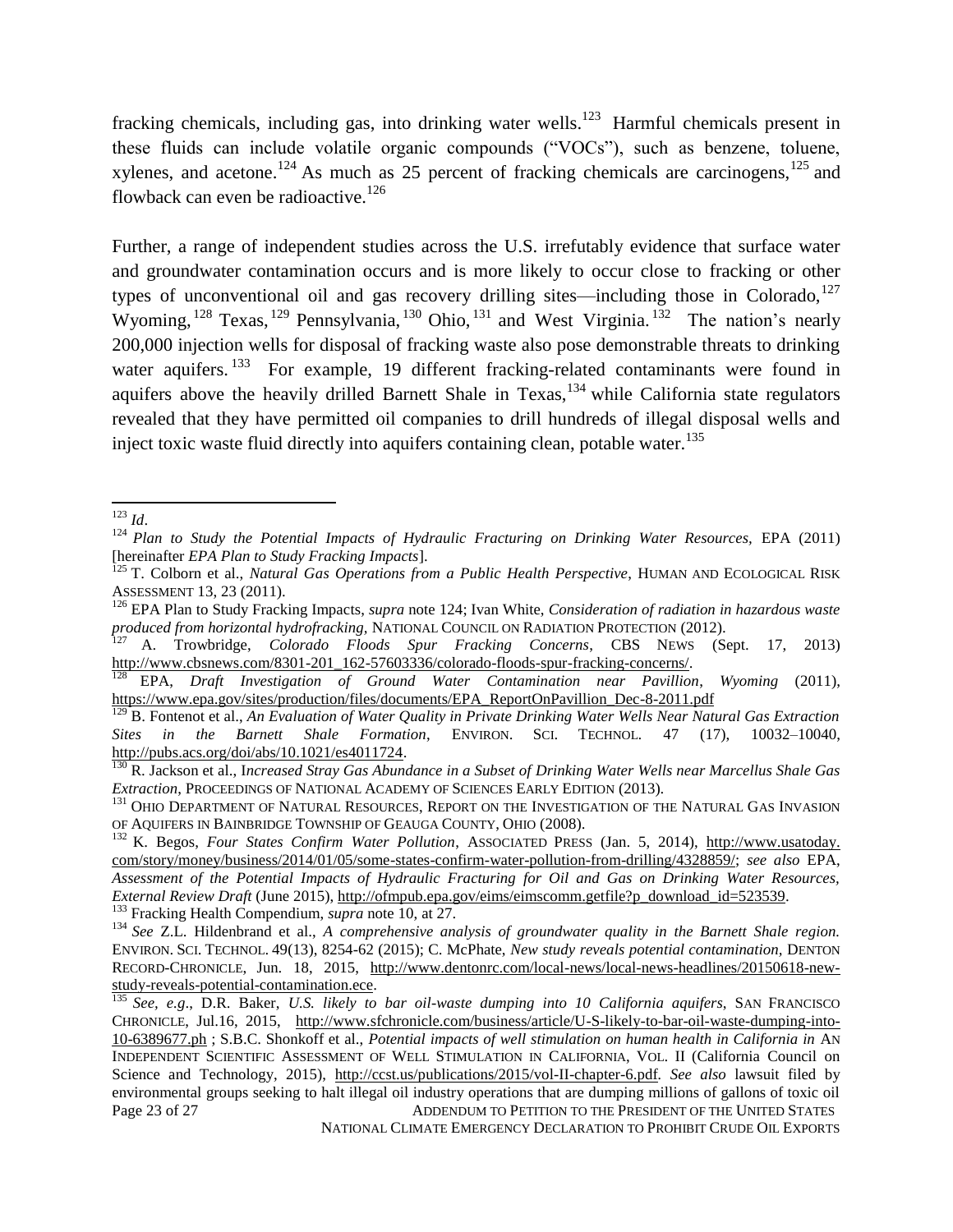fracking chemicals, including gas, into drinking water wells.[123] Harmful chemicals present in these fluids can include volatile organic compounds ("VOCs"), such as benzene, toluene, xylenes, and acetone.[124] As much as 25 percent of fracking chemicals are carcinogens,[125] and flowback can even be radioactive.[126]

Further, a range of independent studies across the U.S. irrefutably evidence that surface water and groundwater contamination occurs and is more likely to occur close to fracking or other types of unconventional oil and gas recovery drilling sites—including those in Colorado,[127] Wyoming,[128] Texas,[129] Pennsylvania,[130] Ohio,[131] and West Virginia.[132] The nation's nearly 200,000 injection wells for disposal of fracking waste also pose demonstrable threats to drinking water aquifers.[133] For example, 19 different fracking-related contaminants were found in aquifers above the heavily drilled Barnett Shale in Texas,[134] while California state regulators revealed that they have permitted oil companies to drill hundreds of illegal disposal wells and inject toxic waste fluid directly into aquifers containing clean, potable water.[135]

---

[123] *Id*.

[124] *Plan to Study the Potential Impacts of Hydraulic Fracturing on Drinking Water Resources,* EPA (2011) [hereinafter *EPA Plan to Study Fracking Impacts*].

[125] T. Colborn et al., *Natural Gas Operations from a Public Health Perspective*, HUMAN AND ECOLOGICAL RISK ASSESSMENT 13, 23 (2011).

[126] EPA Plan to Study Fracking Impacts, *supra* note 124; Ivan White, *Consideration of radiation in hazardous waste produced from horizontal hydrofracking,* NATIONAL COUNCIL ON RADIATION PROTECTION (2012).

[127] A. Trowbridge, *Colorado Floods Spur Fracking Concerns*, CBS NEWS (Sept. 17, 2013) http://www.cbsnews.com/8301-201_162-57603336/colorado-floods-spur-fracking-concerns/.

[128] EPA, *Draft Investigation of Ground Water Contamination near Pavillion, Wyoming* (2011), https://www.epa.gov/sites/production/files/documents/EPA_ReportOnPavillion_Dec-8-2011.pdf

[129] B. Fontenot et al., *An Evaluation of Water Quality in Private Drinking Water Wells Near Natural Gas Extraction Sites in the Barnett Shale Formation*, ENVIRON. SCI. TECHNOL. 47 (17), 10032–10040, http://pubs.acs.org/doi/abs/10.1021/es4011724.

[130] R. Jackson et al., *Increased Stray Gas Abundance in a Subset of Drinking Water Wells near Marcellus Shale Gas Extraction*, PROCEEDINGS OF NATIONAL ACADEMY OF SCIENCES EARLY EDITION (2013).

[131] OHIO DEPARTMENT OF NATURAL RESOURCES, REPORT ON THE INVESTIGATION OF THE NATURAL GAS INVASION OF AQUIFERS IN BAINBRIDGE TOWNSHIP OF GEAUGA COUNTY, OHIO (2008).

[132] K. Begos, *Four States Confirm Water Pollution*, ASSOCIATED PRESS (Jan. 5, 2014), http://www.usatoday.com/story/money/business/2014/01/05/some-states-confirm-water-pollution-from-drilling/4328859/; *see also* EPA, *Assessment of the Potential Impacts of Hydraulic Fracturing for Oil and Gas on Drinking Water Resources, External Review Draft* (June 2015), http://ofmpub.epa.gov/eims/eimscomm.getfile?p_download_id=523539.

[133] Fracking Health Compendium, *supra* note 10, at 27.

[134] *See* Z.L. Hildenbrand et al., *A comprehensive analysis of groundwater quality in the Barnett Shale region.* ENVIRON. SCI. TECHNOL. 49(13), 8254-62 (2015); C. McPhate, *New study reveals potential contamination*, DENTON RECORD-CHRONICLE, Jun. 18, 2015, http://www.dentonrc.com/local-news/local-news-headlines/20150618-new-study-reveals-potential-contamination.ece.

[135] *See, e.g*., D.R. Baker, *U.S. likely to bar oil-waste dumping into 10 California aquifers*, SAN FRANCISCO CHRONICLE, Jul.16, 2015, http://www.sfchronicle.com/business/article/U-S-likely-to-bar-oil-waste-dumping-into-10-6389677.ph ; S.B.C. Shonkoff et al., *Potential impacts of well stimulation on human health in California in* AN INDEPENDENT SCIENTIFIC ASSESSMENT OF WELL STIMULATION IN CALIFORNIA, VOL. II (California Council on Science and Technology, 2015), http://ccst.us/publications/2015/vol-II-chapter-6.pdf. *See also* lawsuit filed by environmental groups seeking to halt illegal oil industry operations that are dumping millions of gallons of toxic oil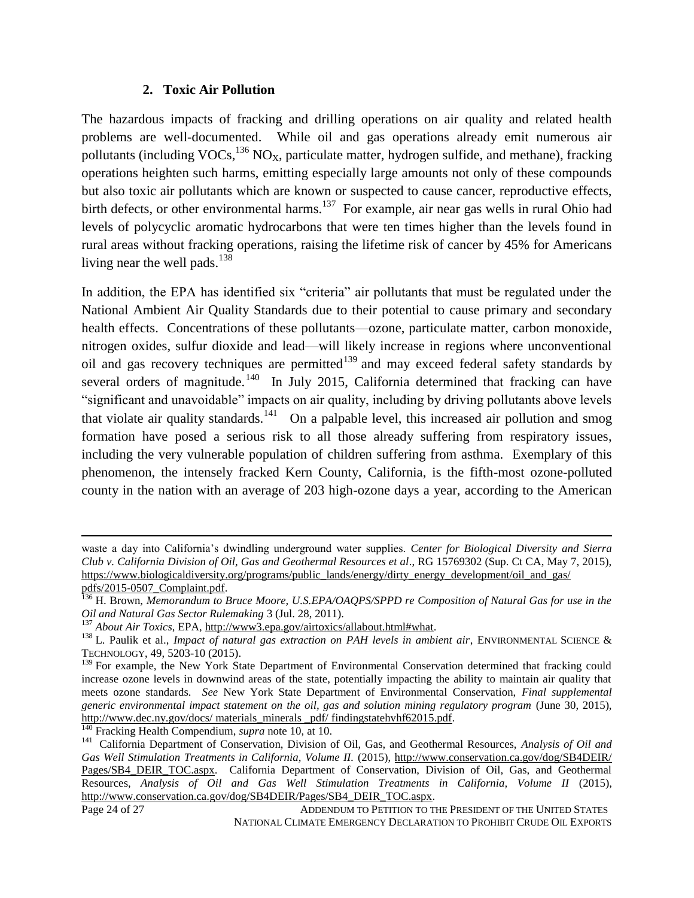### 2. Toxic Air Pollution

The hazardous impacts of fracking and drilling operations on air quality and related health problems are well-documented. While oil and gas operations already emit numerous air pollutants (including VOCs,[136] $NO_X$, particulate matter, hydrogen sulfide, and methane), fracking operations heighten such harms, emitting especially large amounts not only of these compounds but also toxic air pollutants which are known or suspected to cause cancer, reproductive effects, birth defects, or other environmental harms.[137] For example, air near gas wells in rural Ohio had levels of polycyclic aromatic hydrocarbons that were ten times higher than the levels found in rural areas without fracking operations, raising the lifetime risk of cancer by 45% for Americans living near the well pads.[138]

In addition, the EPA has identified six "criteria" air pollutants that must be regulated under the National Ambient Air Quality Standards due to their potential to cause primary and secondary health effects. Concentrations of these pollutants—ozone, particulate matter, carbon monoxide, nitrogen oxides, sulfur dioxide and lead—will likely increase in regions where unconventional oil and gas recovery techniques are permitted[139] and may exceed federal safety standards by several orders of magnitude.[140] In July 2015, California determined that fracking can have "significant and unavoidable" impacts on air quality, including by driving pollutants above levels that violate air quality standards.[141] On a palpable level, this increased air pollution and smog formation have posed a serious risk to all those already suffering from respiratory issues, including the very vulnerable population of children suffering from asthma. Exemplary of this phenomenon, the intensely fracked Kern County, California, is the fifth-most ozone-polluted county in the nation with an average of 203 high-ozone days a year, according to the American

---

waste a day into California's dwindling underground water supplies. *Center for Biological Diversity and Sierra Club v. California Division of Oil, Gas and Geothermal Resources et al*., RG 15769302 (Sup. Ct CA, May 7, 2015), https://www.biologicaldiversity.org/programs/public_lands/energy/dirty_energy_development/oil_and_gas/pdfs/2015-0507_Complaint.pdf.

[136] H. Brown, *Memorandum to Bruce Moore, U.S.EPA/OAQPS/SPPD re Composition of Natural Gas for use in the Oil and Natural Gas Sector Rulemaking* 3 (Jul. 28, 2011).

[137] *About Air Toxics*, EPA, http://www3.epa.gov/airtoxics/allabout.html#what.

[138] L. Paulik et al., *Impact of natural gas extraction on PAH levels in ambient air*, ENVIRONMENTAL SCIENCE & TECHNOLOGY, 49, 5203-10 (2015).

[139] For example, the New York State Department of Environmental Conservation determined that fracking could increase ozone levels in downwind areas of the state, potentially impacting the ability to maintain air quality that meets ozone standards. *See* New York State Department of Environmental Conservation, *Final supplemental generic environmental impact statement on the oil, gas and solution mining regulatory program* (June 30, 2015), http://www.dec.ny.gov/docs/ materials_minerals _pdf/ findingstatehvhf62015.pdf.

[140] Fracking Health Compendium, *supra* note 10, at 10.

[141] California Department of Conservation, Division of Oil, Gas, and Geothermal Resources, *Analysis of Oil and Gas Well Stimulation Treatments in California, Volume II.* (2015), http://www.conservation.ca.gov/dog/SB4DEIR/Pages/SB4_DEIR_TOC.aspx. California Department of Conservation, Division of Oil, Gas, and Geothermal Resources, *Analysis of Oil and Gas Well Stimulation Treatments in California, Volume II* (2015), http://www.conservation.ca.gov/dog/SB4DEIR/Pages/SB4_DEIR_TOC.aspx.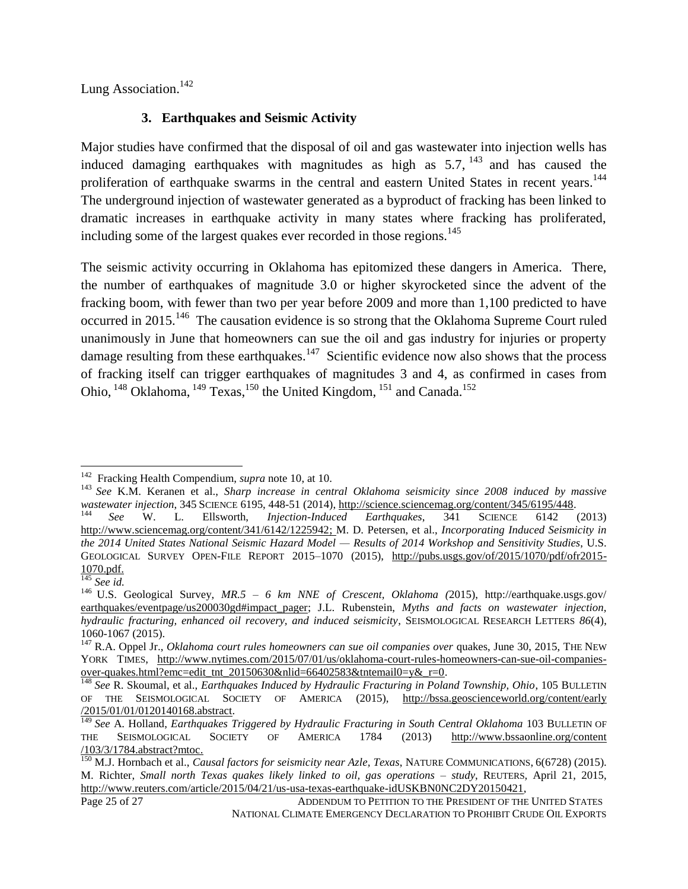Lung Association.[142]

### 3. Earthquakes and Seismic Activity

Major studies have confirmed that the disposal of oil and gas wastewater into injection wells has induced damaging earthquakes with magnitudes as high as 5.7, [143] and has caused the proliferation of earthquake swarms in the central and eastern United States in recent years.[144] The underground injection of wastewater generated as a byproduct of fracking has been linked to dramatic increases in earthquake activity in many states where fracking has proliferated, including some of the largest quakes ever recorded in those regions.[145]

The seismic activity occurring in Oklahoma has epitomized these dangers in America. There, the number of earthquakes of magnitude 3.0 or higher skyrocketed since the advent of the fracking boom, with fewer than two per year before 2009 and more than 1,100 predicted to have occurred in 2015.[146] The causation evidence is so strong that the Oklahoma Supreme Court ruled unanimously in June that homeowners can sue the oil and gas industry for injuries or property damage resulting from these earthquakes.[147] Scientific evidence now also shows that the process of fracking itself can trigger earthquakes of magnitudes 3 and 4, as confirmed in cases from Ohio, [148] Oklahoma, [149] Texas,[150] the United Kingdom, [151] and Canada.[152]

---

[142] Fracking Health Compendium, *supra* note 10, at 10.

[143] *See* K.M. Keranen et al., *Sharp increase in central Oklahoma seismicity since 2008 induced by massive wastewater injection*, 345 SCIENCE 6195, 448-51 (2014), http://science.sciencemag.org/content/345/6195/448.

[144] *See* W. L. Ellsworth, *Injection-Induced Earthquakes*, 341 SCIENCE 6142 (2013) http://www.sciencemag.org/content/341/6142/1225942; M. D. Petersen, et al., *Incorporating Induced Seismicity in the 2014 United States National Seismic Hazard Model — Results of 2014 Workshop and Sensitivity Studies*, U.S. GEOLOGICAL SURVEY OPEN-FILE REPORT 2015–1070 (2015), http://pubs.usgs.gov/of/2015/1070/pdf/ofr2015-1070.pdf.

[145] *See id.*

[146] U.S. Geological Survey, *MR.5 – 6 km NNE of Crescent, Oklahoma (*2015), http://earthquake.usgs.gov/earthquakes/eventpage/us200030gd#impact_pager; J.L. Rubenstein, *Myths and facts on wastewater injection, hydraulic fracturing, enhanced oil recovery, and induced seismicity*, SEISMOLOGICAL RESEARCH LETTERS *86*(4), 1060-1067 (2015).

[147] R.A. Oppel Jr., *Oklahoma court rules homeowners can sue oil companies over* quakes, June 30, 2015, THE NEW YORK TIMES, http://www.nytimes.com/2015/07/01/us/oklahoma-court-rules-homeowners-can-sue-oil-companies-over-quakes.html?emc=edit_tnt_20150630&nlid=66402583&tntemail0=y&_r=0.

[148] *See* R. Skoumal, et al., *Earthquakes Induced by Hydraulic Fracturing in Poland Township, Ohio*, 105 BULLETIN OF THE SEISMOLOGICAL SOCIETY OF AMERICA (2015), http://bssa.geoscienceworld.org/content/early/2015/01/01/0120140168.abstract.

[149] *See* A. Holland, *Earthquakes Triggered by Hydraulic Fracturing in South Central Oklahoma* 103 BULLETIN OF THE SEISMOLOGICAL SOCIETY OF AMERICA 1784 (2013) http://www.bssaonline.org/content/103/3/1784.abstract?mtoc.

[150] M.J. Hornbach et al., *Causal factors for seismicity near Azle, Texas*, NATURE COMMUNICATIONS, 6(6728) (2015). M. Richter, *Small north Texas quakes likely linked to oil, gas operations – study*, REUTERS, April 21, 2015, http://www.reuters.com/article/2015/04/21/us-usa-texas-earthquake-idUSKBN0NC2DY20150421,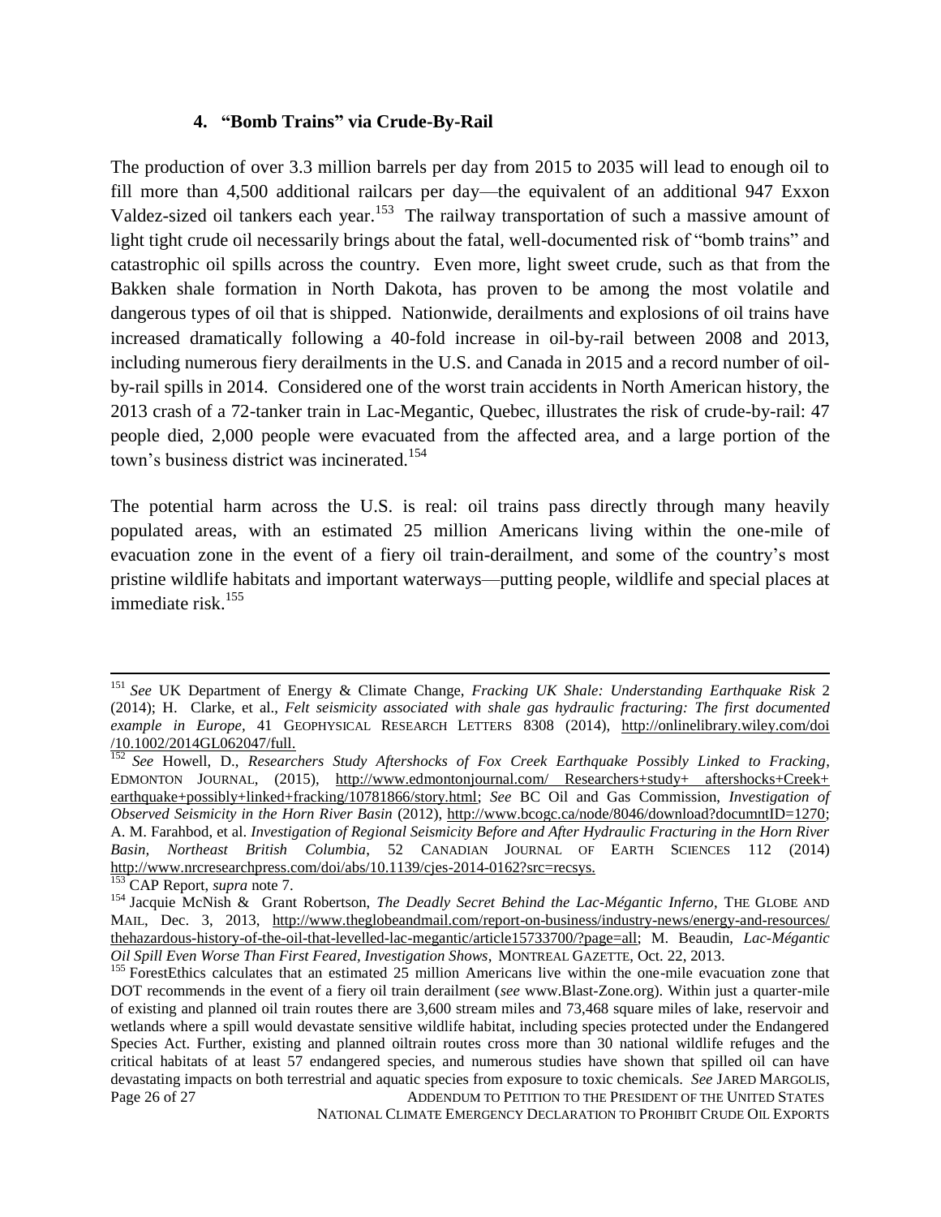### 4. "Bomb Trains" via Crude-By-Rail

The production of over 3.3 million barrels per day from 2015 to 2035 will lead to enough oil to fill more than 4,500 additional railcars per day—the equivalent of an additional 947 Exxon Valdez-sized oil tankers each year.[153] The railway transportation of such a massive amount of light tight crude oil necessarily brings about the fatal, well-documented risk of "bomb trains" and catastrophic oil spills across the country. Even more, light sweet crude, such as that from the Bakken shale formation in North Dakota, has proven to be among the most volatile and dangerous types of oil that is shipped. Nationwide, derailments and explosions of oil trains have increased dramatically following a 40-fold increase in oil-by-rail between 2008 and 2013, including numerous fiery derailments in the U.S. and Canada in 2015 and a record number of oil-by-rail spills in 2014. Considered one of the worst train accidents in North American history, the 2013 crash of a 72-tanker train in Lac-Megantic, Quebec, illustrates the risk of crude-by-rail: 47 people died, 2,000 people were evacuated from the affected area, and a large portion of the town's business district was incinerated.[154]

The potential harm across the U.S. is real: oil trains pass directly through many heavily populated areas, with an estimated 25 million Americans living within the one-mile of evacuation zone in the event of a fiery oil train-derailment, and some of the country's most pristine wildlife habitats and important waterways—putting people, wildlife and special places at immediate risk.[155]

---

[151] *See* UK Department of Energy & Climate Change, *Fracking UK Shale: Understanding Earthquake Risk* 2 (2014); H. Clarke, et al., *Felt seismicity associated with shale gas hydraulic fracturing: The first documented example in Europe*, 41 GEOPHYSICAL RESEARCH LETTERS 8308 (2014), http://onlinelibrary.wiley.com/doi/10.1002/2014GL062047/full.

[152] *See* Howell, D., *Researchers Study Aftershocks of Fox Creek Earthquake Possibly Linked to Fracking*, EDMONTON JOURNAL, (2015), http://www.edmontonjournal.com/ Researchers+study+ aftershocks+Creek+ earthquake+possibly+linked+fracking/10781866/story.html; *See* BC Oil and Gas Commission, *Investigation of Observed Seismicity in the Horn River Basin* (2012), http://www.bcogc.ca/node/8046/download?documntID=1270; A. M. Farahbod, et al. *Investigation of Regional Seismicity Before and After Hydraulic Fracturing in the Horn River Basin, Northeast British Columbia*, 52 CANADIAN JOURNAL OF EARTH SCIENCES 112 (2014) http://www.nrcresearchpress.com/doi/abs/10.1139/cjes-2014-0162?src=recsys.

[153] CAP Report, *supra* note 7.

[154] Jacquie McNish & Grant Robertson, *The Deadly Secret Behind the Lac-Mégantic Inferno*, THE GLOBE AND MAIL, Dec. 3, 2013, http://www.theglobeandmail.com/report-on-business/industry-news/energy-and-resources/thehazardous-history-of-the-oil-that-levelled-lac-megantic/article15733700/?page=all; M. Beaudin, *Lac-Mégantic Oil Spill Even Worse Than First Feared, Investigation Shows*, MONTREAL GAZETTE, Oct. 22, 2013.

[155] ForestEthics calculates that an estimated 25 million Americans live within the one-mile evacuation zone that DOT recommends in the event of a fiery oil train derailment (*see* www.Blast-Zone.org). Within just a quarter-mile of existing and planned oil train routes there are 3,600 stream miles and 73,468 square miles of lake, reservoir and wetlands where a spill would devastate sensitive wildlife habitat, including species protected under the Endangered Species Act. Further, existing and planned oiltrain routes cross more than 30 national wildlife refuges and the critical habitats of at least 57 endangered species, and numerous studies have shown that spilled oil can have devastating impacts on both terrestrial and aquatic species from exposure to toxic chemicals. *See* JARED MARGOLIS,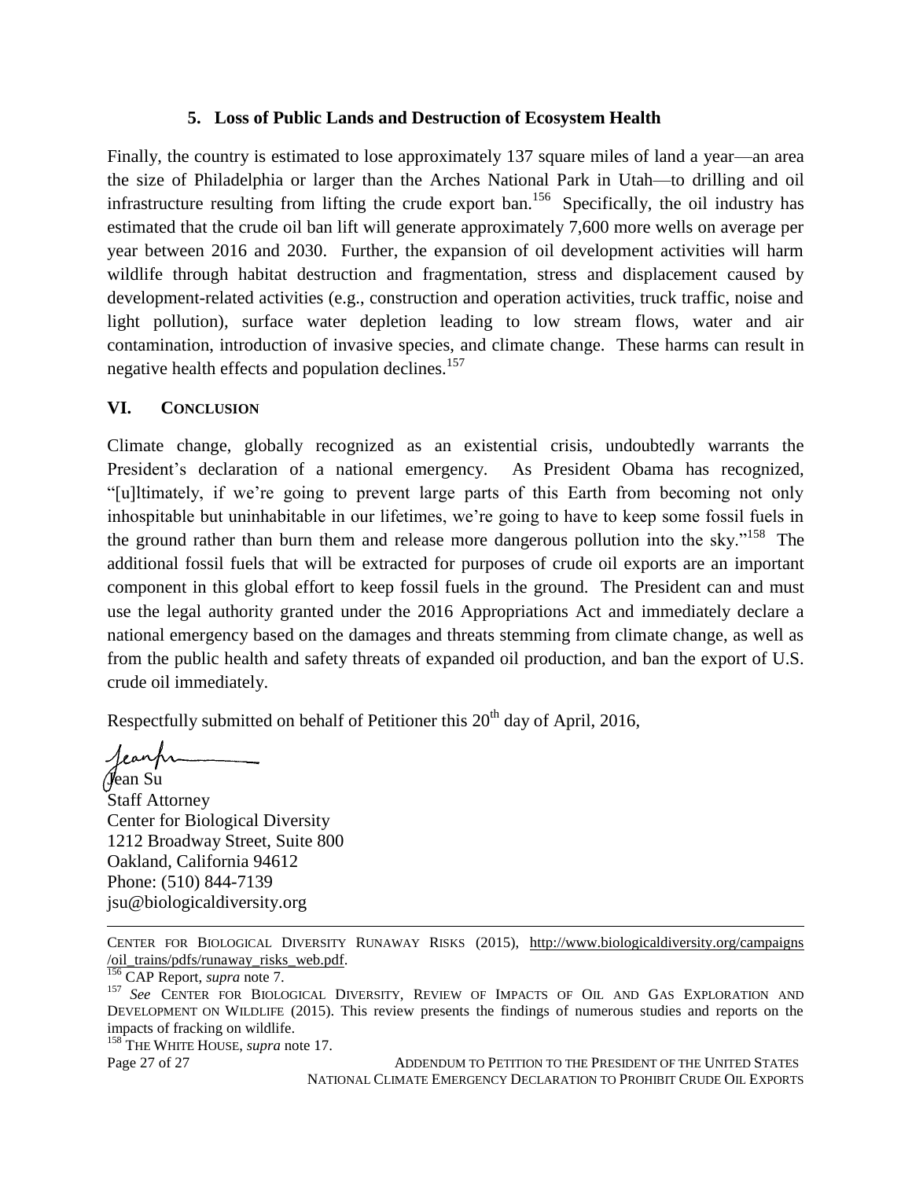### 5. Loss of Public Lands and Destruction of Ecosystem Health

Finally, the country is estimated to lose approximately 137 square miles of land a year—an area the size of Philadelphia or larger than the Arches National Park in Utah—to drilling and oil infrastructure resulting from lifting the crude export ban.[156] Specifically, the oil industry has estimated that the crude oil ban lift will generate approximately 7,600 more wells on average per year between 2016 and 2030. Further, the expansion of oil development activities will harm wildlife through habitat destruction and fragmentation, stress and displacement caused by development-related activities (e.g., construction and operation activities, truck traffic, noise and light pollution), surface water depletion leading to low stream flows, water and air contamination, introduction of invasive species, and climate change. These harms can result in negative health effects and population declines.[157]

## VI. CONCLUSION

Climate change, globally recognized as an existential crisis, undoubtedly warrants the President's declaration of a national emergency. As President Obama has recognized, "[u]ltimately, if we're going to prevent large parts of this Earth from becoming not only inhospitable but uninhabitable in our lifetimes, we're going to have to keep some fossil fuels in the ground rather than burn them and release more dangerous pollution into the sky."[158] The additional fossil fuels that will be extracted for purposes of crude oil exports are an important component in this global effort to keep fossil fuels in the ground. The President can and must use the legal authority granted under the 2016 Appropriations Act and immediately declare a national emergency based on the damages and threats stemming from climate change, as well as from the public health and safety threats of expanded oil production, and ban the export of U.S. crude oil immediately.

Respectfully submitted on behalf of Petitioner this 20th day of April, 2016,

Jean Su
Staff Attorney
Center for Biological Diversity
1212 Broadway Street, Suite 800
Oakland, California 94612
Phone: (510) 844-7139
jsu@biologicaldiversity.org

---

CENTER FOR BIOLOGICAL DIVERSITY RUNAWAY RISKS (2015), http://www.biologicaldiversity.org/campaigns/oil_trains/pdfs/runaway_risks_web.pdf.

[156] CAP Report, *supra* note 7.

[157] *See* CENTER FOR BIOLOGICAL DIVERSITY, REVIEW OF IMPACTS OF OIL AND GAS EXPLORATION AND DEVELOPMENT ON WILDLIFE (2015). This review presents the findings of numerous studies and reports on the impacts of fracking on wildlife.

[158] THE WHITE HOUSE, *supra* note 17.